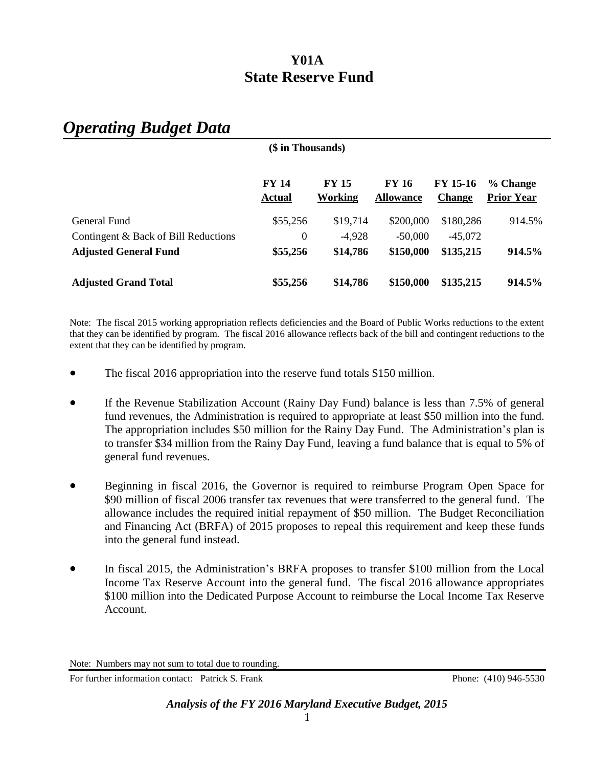# Y01A
# State Reserve Fund

## *Operating Budget Data*

**($ in Thousands)**

| | FY 14 Actual | FY 15 Working | FY 16 Allowance | FY 15-16 Change | % Change Prior Year |
|---|---|---|---|---|---|
| General Fund | $55,256 | $19,714 | $200,000 | $180,286 | 914.5% |
| Contingent & Back of Bill Reductions | 0 | -4,928 | -50,000 | -45,072 | |
| **Adjusted General Fund** | **$55,256** | **$14,786** | **$150,000** | **$135,215** | **914.5%** |
| **Adjusted Grand Total** | **$55,256** | **$14,786** | **$150,000** | **$135,215** | **914.5%** |

Note: The fiscal 2015 working appropriation reflects deficiencies and the Board of Public Works reductions to the extent that they can be identified by program. The fiscal 2016 allowance reflects back of the bill and contingent reductions to the extent that they can be identified by program.

- The fiscal 2016 appropriation into the reserve fund totals $150 million.
- If the Revenue Stabilization Account (Rainy Day Fund) balance is less than 7.5% of general fund revenues, the Administration is required to appropriate at least $50 million into the fund. The appropriation includes $50 million for the Rainy Day Fund. The Administration's plan is to transfer $34 million from the Rainy Day Fund, leaving a fund balance that is equal to 5% of general fund revenues.
- Beginning in fiscal 2016, the Governor is required to reimburse Program Open Space for $90 million of fiscal 2006 transfer tax revenues that were transferred to the general fund. The allowance includes the required initial repayment of $50 million. The Budget Reconciliation and Financing Act (BRFA) of 2015 proposes to repeal this requirement and keep these funds into the general fund instead.
- In fiscal 2015, the Administration's BRFA proposes to transfer $100 million from the Local Income Tax Reserve Account into the general fund. The fiscal 2016 allowance appropriates $100 million into the Dedicated Purpose Account to reimburse the Local Income Tax Reserve Account.

Note: Numbers may not sum to total due to rounding.

For further information contact: Patrick S. Frank Phone: (410) 946-5530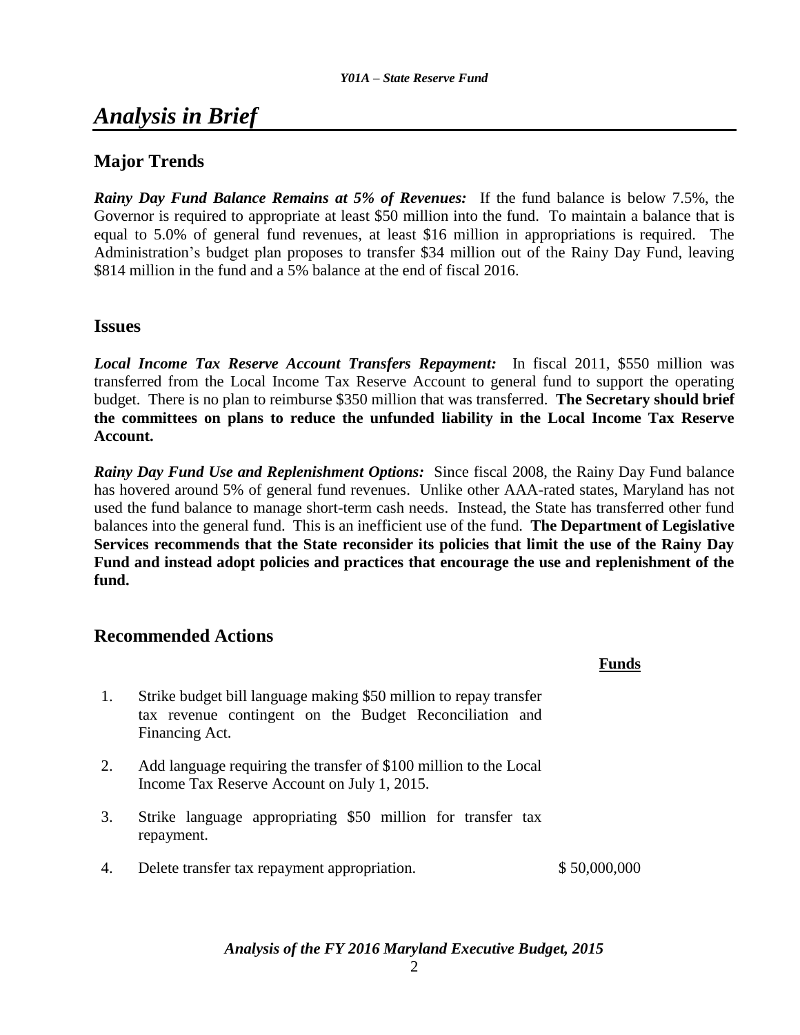# *Analysis in Brief*

## Major Trends

***Rainy Day Fund Balance Remains at 5% of Revenues:*** If the fund balance is below 7.5%, the Governor is required to appropriate at least $50 million into the fund. To maintain a balance that is equal to 5.0% of general fund revenues, at least $16 million in appropriations is required. The Administration's budget plan proposes to transfer $34 million out of the Rainy Day Fund, leaving $814 million in the fund and a 5% balance at the end of fiscal 2016.

## Issues

***Local Income Tax Reserve Account Transfers Repayment:*** In fiscal 2011, $550 million was transferred from the Local Income Tax Reserve Account to general fund to support the operating budget. There is no plan to reimburse $350 million that was transferred. **The Secretary should brief the committees on plans to reduce the unfunded liability in the Local Income Tax Reserve Account.**

***Rainy Day Fund Use and Replenishment Options:*** Since fiscal 2008, the Rainy Day Fund balance has hovered around 5% of general fund revenues. Unlike other AAA-rated states, Maryland has not used the fund balance to manage short-term cash needs. Instead, the State has transferred other fund balances into the general fund. This is an inefficient use of the fund. **The Department of Legislative Services recommends that the State reconsider its policies that limit the use of the Rainy Day Fund and instead adopt policies and practices that encourage the use and replenishment of the fund.**

## Recommended Actions

| | | Funds |
|---|---|---|
| 1. | Strike budget bill language making $50 million to repay transfer tax revenue contingent on the Budget Reconciliation and Financing Act. | |
| 2. | Add language requiring the transfer of $100 million to the Local Income Tax Reserve Account on July 1, 2015. | |
| 3. | Strike language appropriating $50 million for transfer tax repayment. | |
| 4. | Delete transfer tax repayment appropriation. | $ 50,000,000 |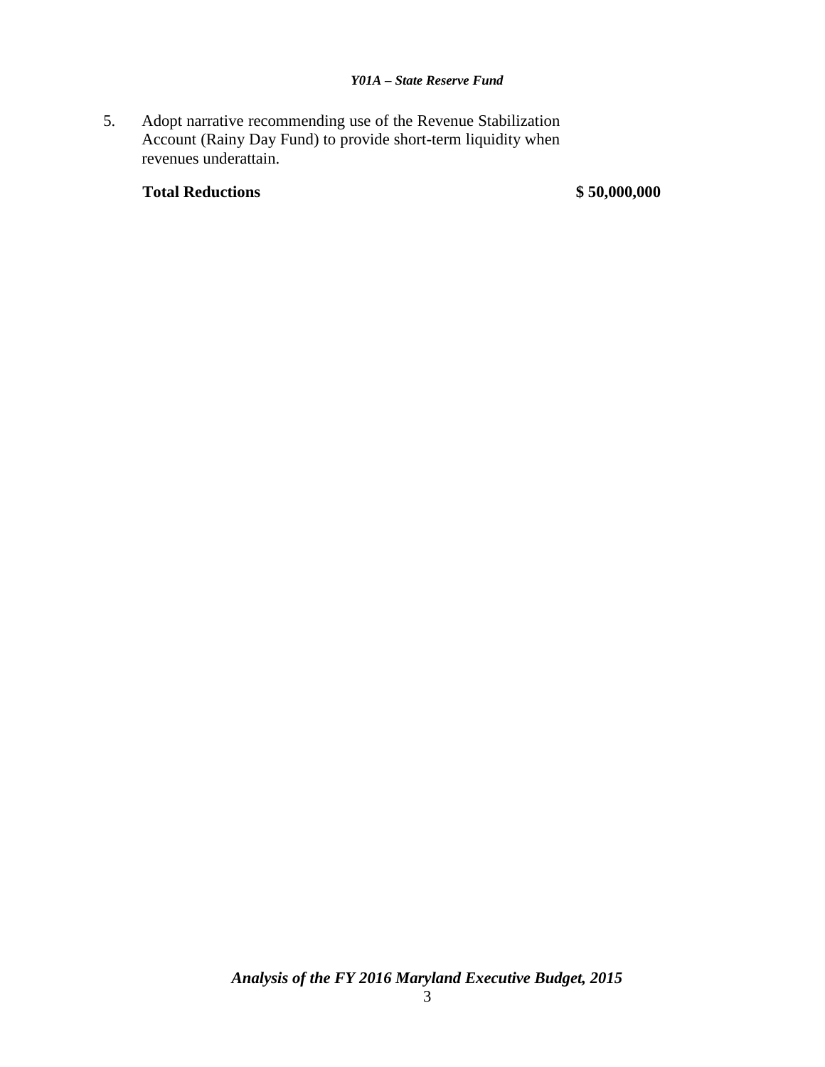5. Adopt narrative recommending use of the Revenue Stabilization Account (Rainy Day Fund) to provide short-term liquidity when revenues underattain.

| | |
|---|---|
| **Total Reductions** | **$ 50,000,000** |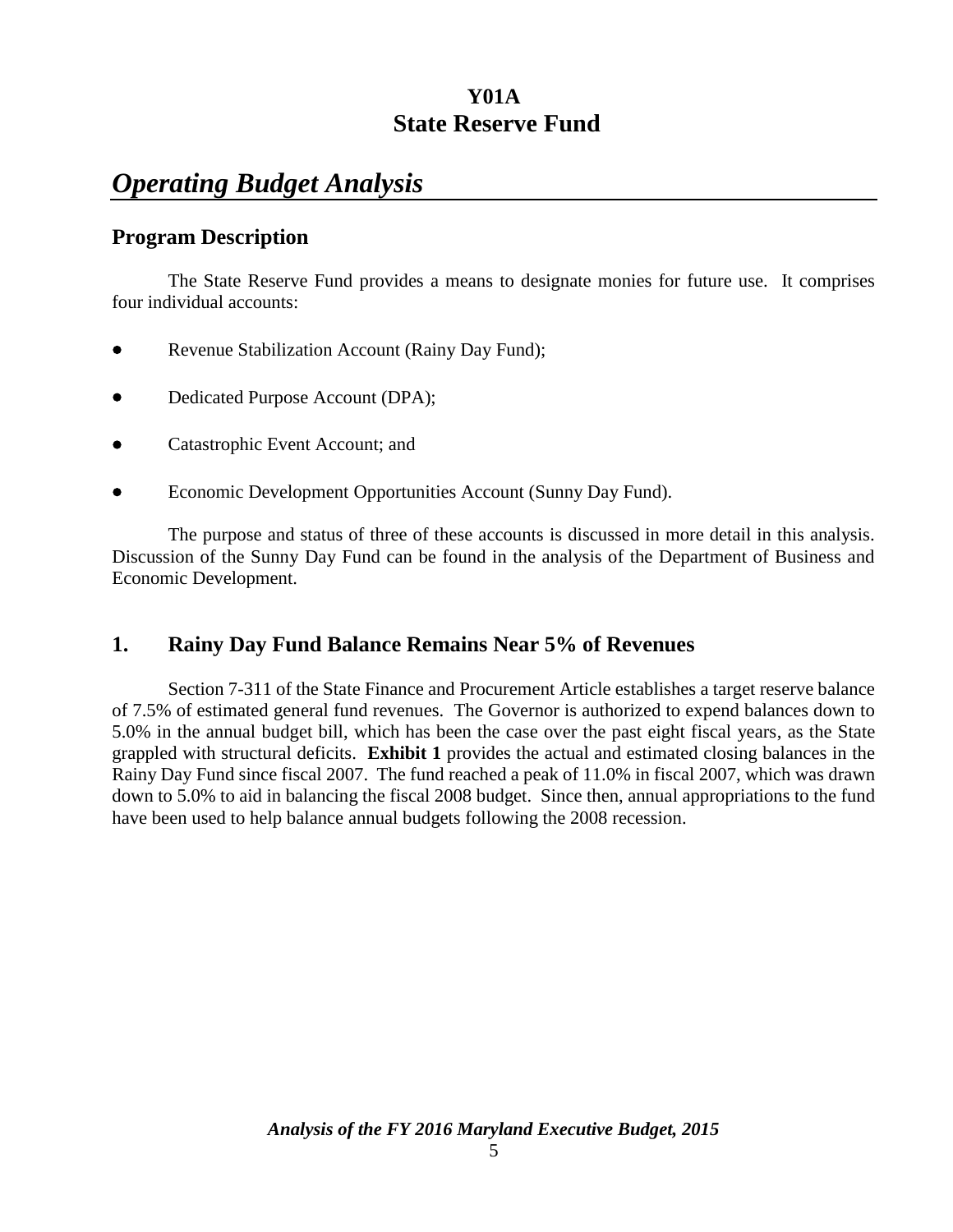# Y01A
# State Reserve Fund

## *Operating Budget Analysis*

### Program Description

The State Reserve Fund provides a means to designate monies for future use. It comprises four individual accounts:

- Revenue Stabilization Account (Rainy Day Fund);
- Dedicated Purpose Account (DPA);
- Catastrophic Event Account; and
- Economic Development Opportunities Account (Sunny Day Fund).

The purpose and status of three of these accounts is discussed in more detail in this analysis. Discussion of the Sunny Day Fund can be found in the analysis of the Department of Business and Economic Development.

### 1. Rainy Day Fund Balance Remains Near 5% of Revenues

Section 7-311 of the State Finance and Procurement Article establishes a target reserve balance of 7.5% of estimated general fund revenues. The Governor is authorized to expend balances down to 5.0% in the annual budget bill, which has been the case over the past eight fiscal years, as the State grappled with structural deficits. **Exhibit 1** provides the actual and estimated closing balances in the Rainy Day Fund since fiscal 2007. The fund reached a peak of 11.0% in fiscal 2007, which was drawn down to 5.0% to aid in balancing the fiscal 2008 budget. Since then, annual appropriations to the fund have been used to help balance annual budgets following the 2008 recession.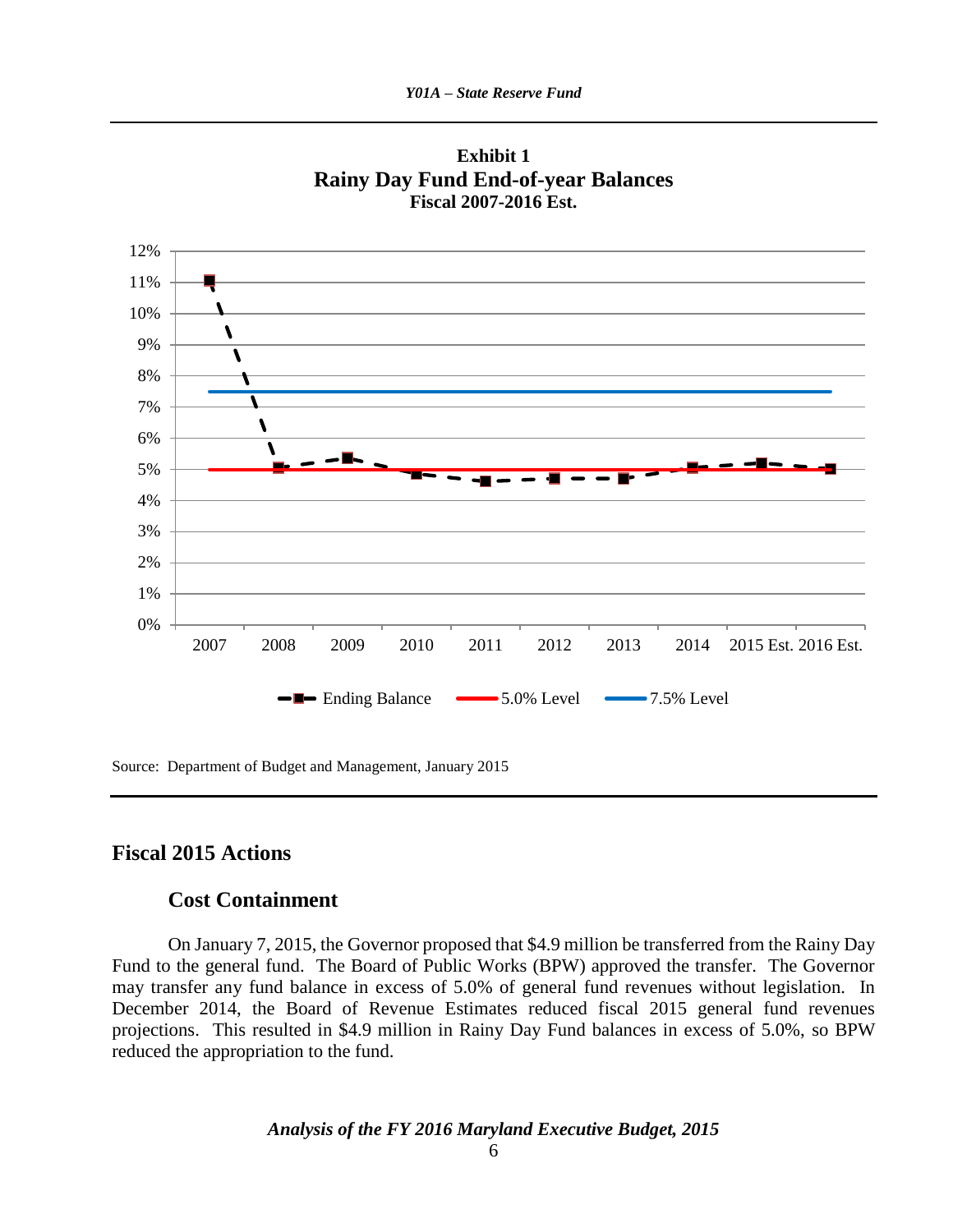**Exhibit 1**
**Rainy Day Fund End-of-year Balances**
**Fiscal 2007-2016 Est.**

12%
11%
10%
9%
8%
7%
6%
5%
4%
3%
2%
1%
0%

2007
2008
2009
2010
2011
2012
2013
2014
2015 Est.
2016 Est.

Ending Balance
5.0% Level
7.5% Level

Source: Department of Budget and Management, January 2015

## Fiscal 2015 Actions

### Cost Containment

On January 7, 2015, the Governor proposed that $4.9 million be transferred from the Rainy Day Fund to the general fund. The Board of Public Works (BPW) approved the transfer. The Governor may transfer any fund balance in excess of 5.0% of general fund revenues without legislation. In December 2014, the Board of Revenue Estimates reduced fiscal 2015 general fund revenues projections. This resulted in $4.9 million in Rainy Day Fund balances in excess of 5.0%, so BPW reduced the appropriation to the fund.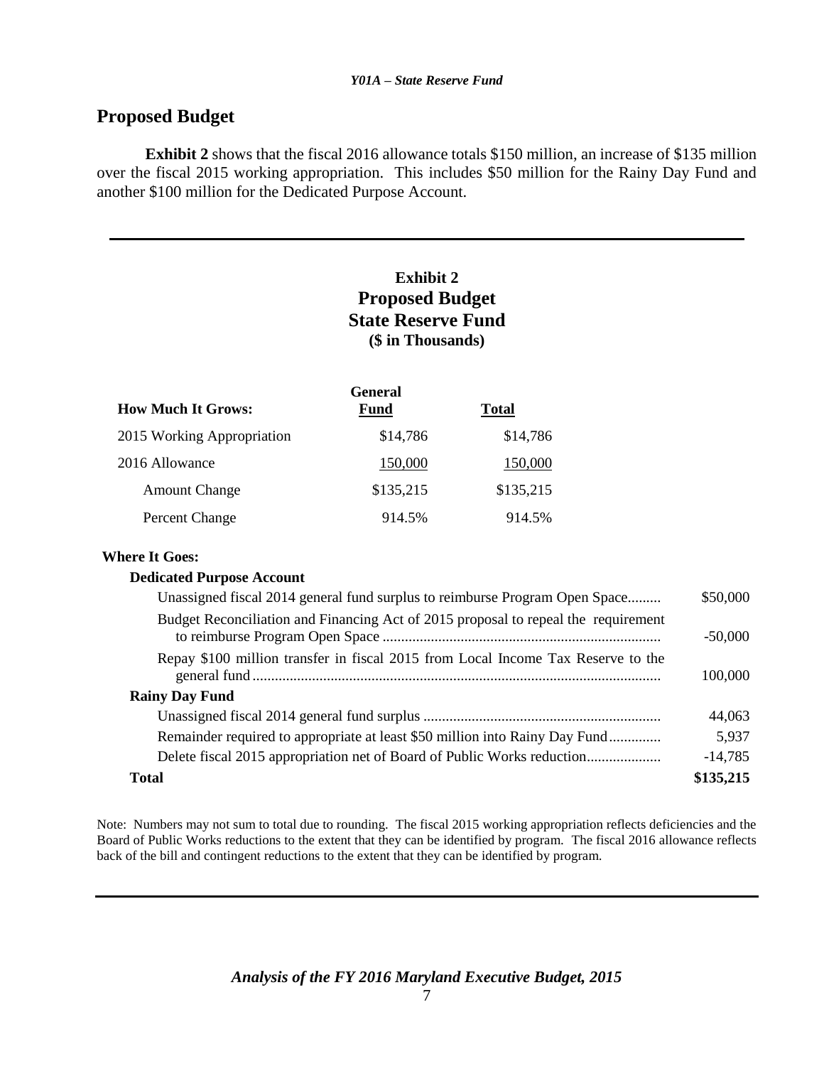## Proposed Budget

**Exhibit 2** shows that the fiscal 2016 allowance totals $150 million, an increase of $135 million over the fiscal 2015 working appropriation. This includes $50 million for the Rainy Day Fund and another $100 million for the Dedicated Purpose Account.

**Exhibit 2**
**Proposed Budget**
**State Reserve Fund**
**($ in Thousands)**

| How Much It Grows: | General Fund | Total |
|---|---|---|
| 2015 Working Appropriation | $14,786 | $14,786 |
| 2016 Allowance | 150,000 | 150,000 |
| Amount Change | $135,215 | $135,215 |
| Percent Change | 914.5% | 914.5% |

| Where It Goes: | |
|---|---|
| **Dedicated Purpose Account** | |
| Unassigned fiscal 2014 general fund surplus to reimburse Program Open Space | $50,000 |
| Budget Reconciliation and Financing Act of 2015 proposal to repeal the requirement to reimburse Program Open Space | -50,000 |
| Repay $100 million transfer in fiscal 2015 from Local Income Tax Reserve to the general fund | 100,000 |
| **Rainy Day Fund** | |
| Unassigned fiscal 2014 general fund surplus | 44,063 |
| Remainder required to appropriate at least $50 million into Rainy Day Fund | 5,937 |
| Delete fiscal 2015 appropriation net of Board of Public Works reduction | -14,785 |
| **Total** | **$135,215** |

Note: Numbers may not sum to total due to rounding. The fiscal 2015 working appropriation reflects deficiencies and the Board of Public Works reductions to the extent that they can be identified by program. The fiscal 2016 allowance reflects back of the bill and contingent reductions to the extent that they can be identified by program.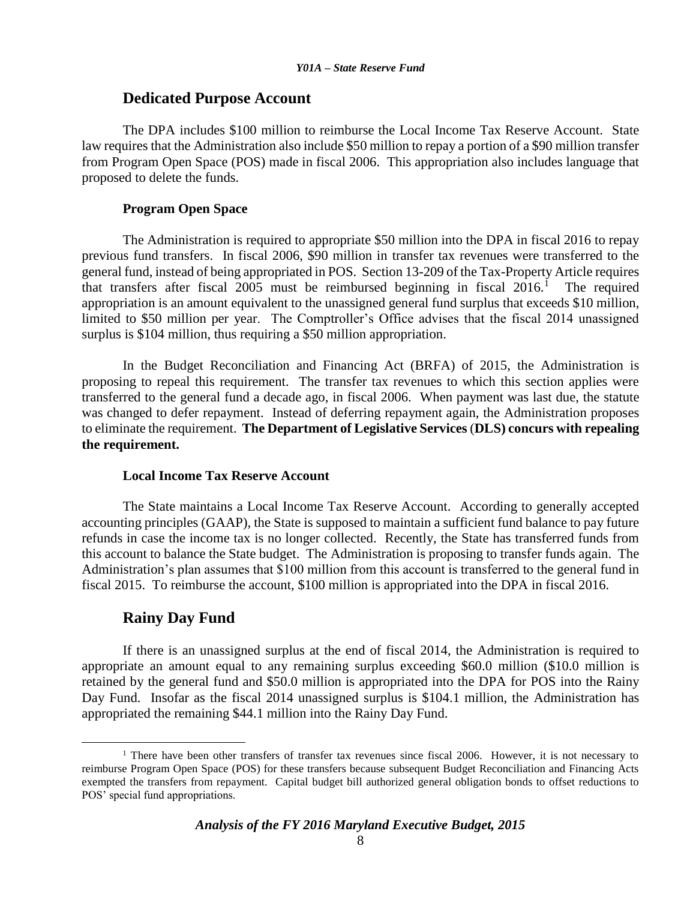## Dedicated Purpose Account

The DPA includes $100 million to reimburse the Local Income Tax Reserve Account. State law requires that the Administration also include $50 million to repay a portion of a $90 million transfer from Program Open Space (POS) made in fiscal 2006. This appropriation also includes language that proposed to delete the funds.

### Program Open Space

The Administration is required to appropriate $50 million into the DPA in fiscal 2016 to repay previous fund transfers. In fiscal 2006, $90 million in transfer tax revenues were transferred to the general fund, instead of being appropriated in POS. Section 13-209 of the Tax-Property Article requires that transfers after fiscal 2005 must be reimbursed beginning in fiscal 2016.[1] The required appropriation is an amount equivalent to the unassigned general fund surplus that exceeds $10 million, limited to $50 million per year. The Comptroller's Office advises that the fiscal 2014 unassigned surplus is $104 million, thus requiring a $50 million appropriation.

In the Budget Reconciliation and Financing Act (BRFA) of 2015, the Administration is proposing to repeal this requirement. The transfer tax revenues to which this section applies were transferred to the general fund a decade ago, in fiscal 2006. When payment was last due, the statute was changed to defer repayment. Instead of deferring repayment again, the Administration proposes to eliminate the requirement. **The Department of Legislative Services (DLS) concurs with repealing the requirement.**

### Local Income Tax Reserve Account

The State maintains a Local Income Tax Reserve Account. According to generally accepted accounting principles (GAAP), the State is supposed to maintain a sufficient fund balance to pay future refunds in case the income tax is no longer collected. Recently, the State has transferred funds from this account to balance the State budget. The Administration is proposing to transfer funds again. The Administration's plan assumes that $100 million from this account is transferred to the general fund in fiscal 2015. To reimburse the account, $100 million is appropriated into the DPA in fiscal 2016.

## Rainy Day Fund

If there is an unassigned surplus at the end of fiscal 2014, the Administration is required to appropriate an amount equal to any remaining surplus exceeding $60.0 million ($10.0 million is retained by the general fund and $50.0 million is appropriated into the DPA for POS into the Rainy Day Fund. Insofar as the fiscal 2014 unassigned surplus is $104.1 million, the Administration has appropriated the remaining $44.1 million into the Rainy Day Fund.

---

[1] There have been other transfers of transfer tax revenues since fiscal 2006. However, it is not necessary to reimburse Program Open Space (POS) for these transfers because subsequent Budget Reconciliation and Financing Acts exempted the transfers from repayment. Capital budget bill authorized general obligation bonds to offset reductions to POS' special fund appropriations.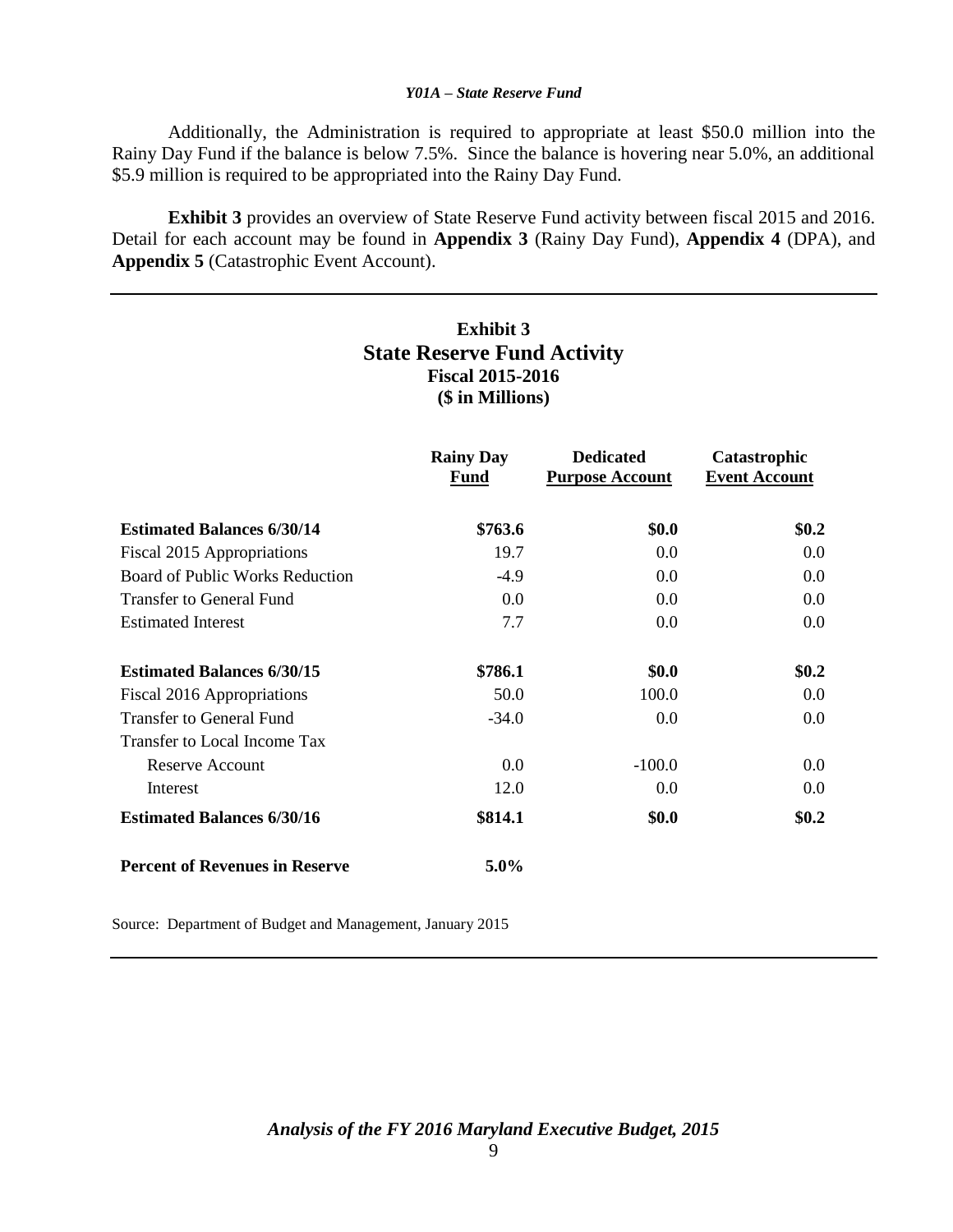Additionally, the Administration is required to appropriate at least $50.0 million into the Rainy Day Fund if the balance is below 7.5%. Since the balance is hovering near 5.0%, an additional $5.9 million is required to be appropriated into the Rainy Day Fund.

**Exhibit 3** provides an overview of State Reserve Fund activity between fiscal 2015 and 2016. Detail for each account may be found in **Appendix 3** (Rainy Day Fund), **Appendix 4** (DPA), and **Appendix 5** (Catastrophic Event Account).

**Exhibit 3**
**State Reserve Fund Activity**
**Fiscal 2015-2016**
**($ in Millions)**

| | Rainy Day Fund | Dedicated Purpose Account | Catastrophic Event Account |
|---|---|---|---|
| **Estimated Balances 6/30/14** | **$763.6** | **$0.0** | **$0.2** |
| Fiscal 2015 Appropriations | 19.7 | 0.0 | 0.0 |
| Board of Public Works Reduction | -4.9 | 0.0 | 0.0 |
| Transfer to General Fund | 0.0 | 0.0 | 0.0 |
| Estimated Interest | 7.7 | 0.0 | 0.0 |
| **Estimated Balances 6/30/15** | **$786.1** | **$0.0** | **$0.2** |
| Fiscal 2016 Appropriations | 50.0 | 100.0 | 0.0 |
| Transfer to General Fund | -34.0 | 0.0 | 0.0 |
| Transfer to Local Income Tax | | | |
| Reserve Account | 0.0 | -100.0 | 0.0 |
| Interest | 12.0 | 0.0 | 0.0 |
| **Estimated Balances 6/30/16** | **$814.1** | **$0.0** | **$0.2** |
| **Percent of Revenues in Reserve** | **5.0%** | | |

Source: Department of Budget and Management, January 2015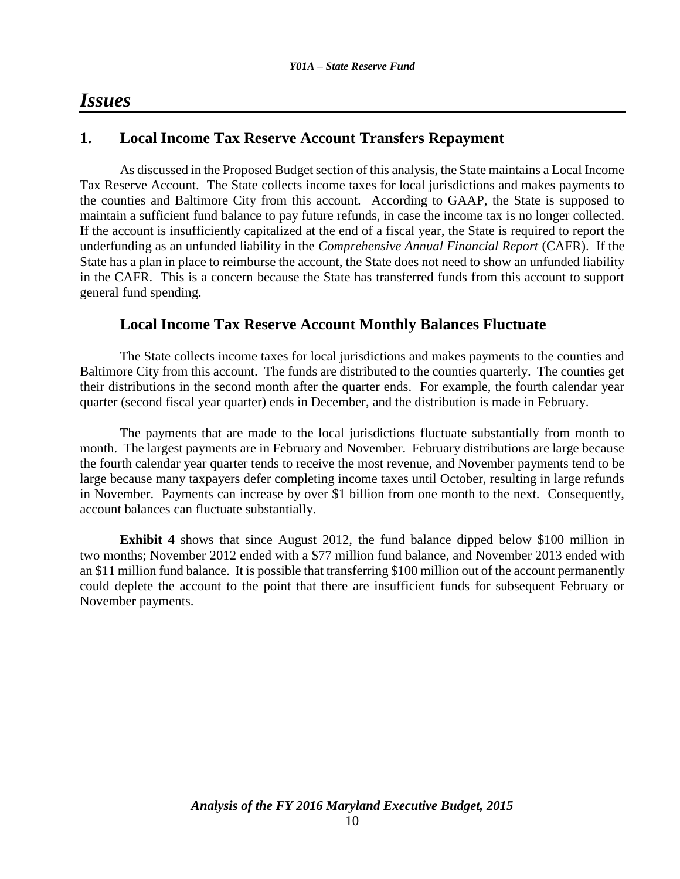# *Issues*

## 1. Local Income Tax Reserve Account Transfers Repayment

As discussed in the Proposed Budget section of this analysis, the State maintains a Local Income Tax Reserve Account. The State collects income taxes for local jurisdictions and makes payments to the counties and Baltimore City from this account. According to GAAP, the State is supposed to maintain a sufficient fund balance to pay future refunds, in case the income tax is no longer collected. If the account is insufficiently capitalized at the end of a fiscal year, the State is required to report the underfunding as an unfunded liability in the *Comprehensive Annual Financial Report* (CAFR). If the State has a plan in place to reimburse the account, the State does not need to show an unfunded liability in the CAFR. This is a concern because the State has transferred funds from this account to support general fund spending.

### Local Income Tax Reserve Account Monthly Balances Fluctuate

The State collects income taxes for local jurisdictions and makes payments to the counties and Baltimore City from this account. The funds are distributed to the counties quarterly. The counties get their distributions in the second month after the quarter ends. For example, the fourth calendar year quarter (second fiscal year quarter) ends in December, and the distribution is made in February.

The payments that are made to the local jurisdictions fluctuate substantially from month to month. The largest payments are in February and November. February distributions are large because the fourth calendar year quarter tends to receive the most revenue, and November payments tend to be large because many taxpayers defer completing income taxes until October, resulting in large refunds in November. Payments can increase by over $1 billion from one month to the next. Consequently, account balances can fluctuate substantially.

**Exhibit 4** shows that since August 2012, the fund balance dipped below $100 million in two months; November 2012 ended with a $77 million fund balance, and November 2013 ended with an $11 million fund balance. It is possible that transferring $100 million out of the account permanently could deplete the account to the point that there are insufficient funds for subsequent February or November payments.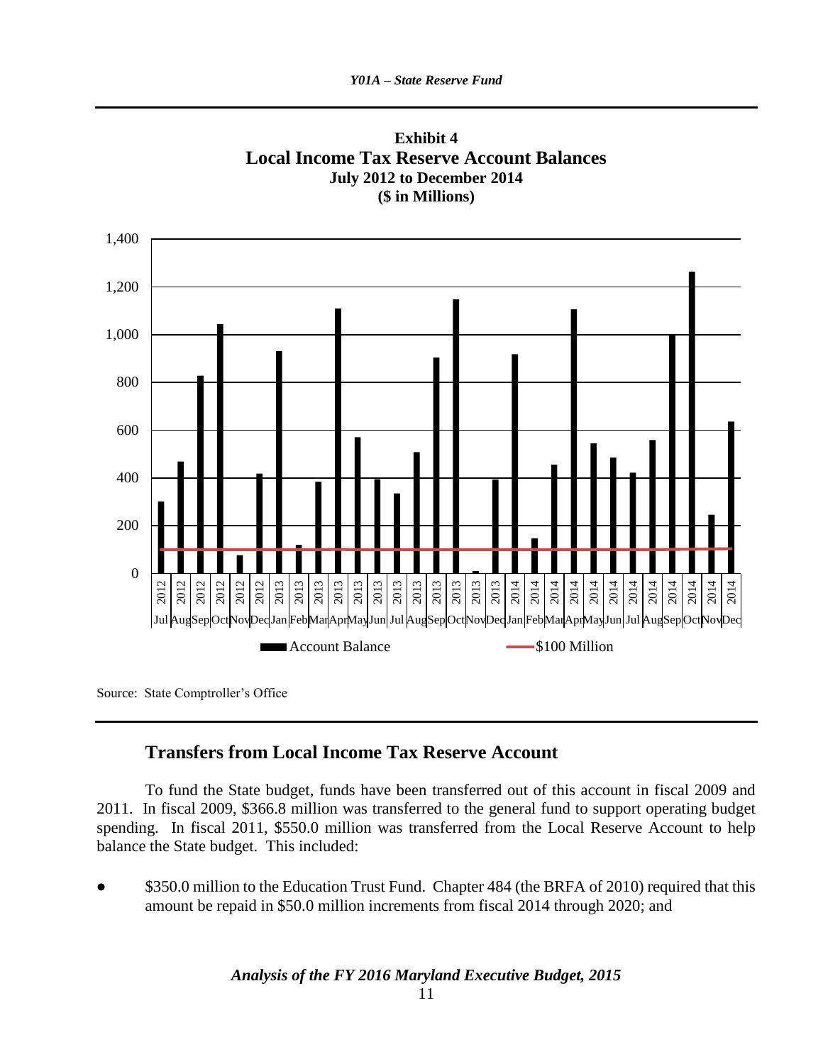**Exhibit 4**
**Local Income Tax Reserve Account Balances**
**July 2012 to December 2014**
**($ in Millions)**

1,400
1,200
1,000
800
600
400
200
0

2012 Jul
2012 Aug
2012 Sep
2012 Oct
2012 Nov
2012 Dec
2013 Jan
2013 Feb
2013 Mar
2013 Apr
2013 May
2013 Jun
2013 Jul
2013 Aug
2013 Sep
2013 Oct
2013 Nov
2013 Dec
2014 Jan
2014 Feb
2014 Mar
2014 Apr
2014 May
2014 Jun
2014 Jul
2014 Aug
2014 Sep
2014 Oct
2014 Nov
2014 Dec

Account Balance
$100 Million

Source: State Comptroller's Office

## Transfers from Local Income Tax Reserve Account

To fund the State budget, funds have been transferred out of this account in fiscal 2009 and 2011. In fiscal 2009, $366.8 million was transferred to the general fund to support operating budget spending. In fiscal 2011, $550.0 million was transferred from the Local Reserve Account to help balance the State budget. This included:

- $350.0 million to the Education Trust Fund. Chapter 484 (the BRFA of 2010) required that this amount be repaid in $50.0 million increments from fiscal 2014 through 2020; and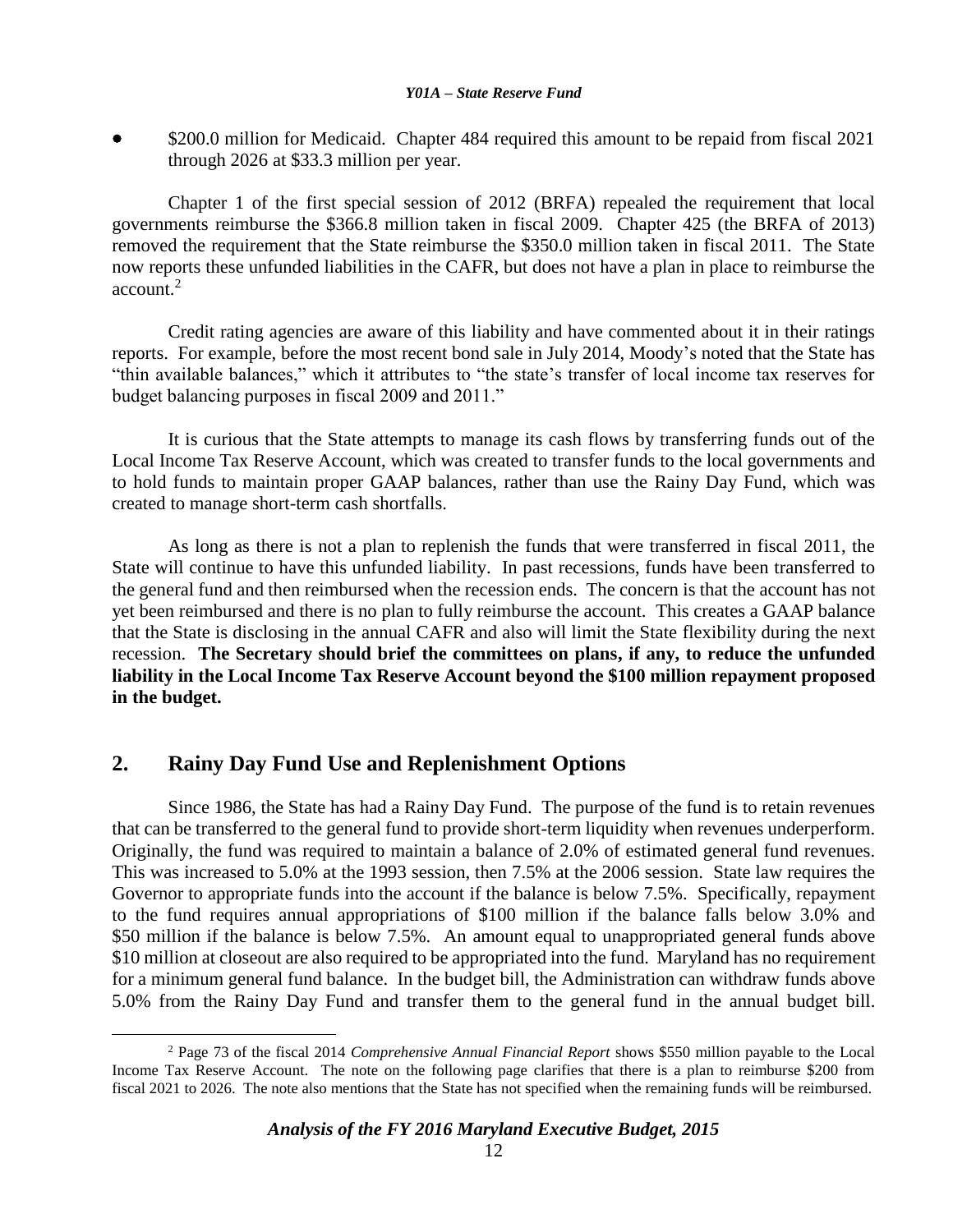- $200.0 million for Medicaid. Chapter 484 required this amount to be repaid from fiscal 2021 through 2026 at $33.3 million per year.

Chapter 1 of the first special session of 2012 (BRFA) repealed the requirement that local governments reimburse the $366.8 million taken in fiscal 2009. Chapter 425 (the BRFA of 2013) removed the requirement that the State reimburse the $350.0 million taken in fiscal 2011. The State now reports these unfunded liabilities in the CAFR, but does not have a plan in place to reimburse the account.[2]

Credit rating agencies are aware of this liability and have commented about it in their ratings reports. For example, before the most recent bond sale in July 2014, Moody's noted that the State has "thin available balances," which it attributes to "the state's transfer of local income tax reserves for budget balancing purposes in fiscal 2009 and 2011."

It is curious that the State attempts to manage its cash flows by transferring funds out of the Local Income Tax Reserve Account, which was created to transfer funds to the local governments and to hold funds to maintain proper GAAP balances, rather than use the Rainy Day Fund, which was created to manage short-term cash shortfalls.

As long as there is not a plan to replenish the funds that were transferred in fiscal 2011, the State will continue to have this unfunded liability. In past recessions, funds have been transferred to the general fund and then reimbursed when the recession ends. The concern is that the account has not yet been reimbursed and there is no plan to fully reimburse the account. This creates a GAAP balance that the State is disclosing in the annual CAFR and also will limit the State flexibility during the next recession. **The Secretary should brief the committees on plans, if any, to reduce the unfunded liability in the Local Income Tax Reserve Account beyond the $100 million repayment proposed in the budget.**

## 2. Rainy Day Fund Use and Replenishment Options

Since 1986, the State has had a Rainy Day Fund. The purpose of the fund is to retain revenues that can be transferred to the general fund to provide short-term liquidity when revenues underperform. Originally, the fund was required to maintain a balance of 2.0% of estimated general fund revenues. This was increased to 5.0% at the 1993 session, then 7.5% at the 2006 session. State law requires the Governor to appropriate funds into the account if the balance is below 7.5%. Specifically, repayment to the fund requires annual appropriations of $100 million if the balance falls below 3.0% and $50 million if the balance is below 7.5%. An amount equal to unappropriated general funds above $10 million at closeout are also required to be appropriated into the fund. Maryland has no requirement for a minimum general fund balance. In the budget bill, the Administration can withdraw funds above 5.0% from the Rainy Day Fund and transfer them to the general fund in the annual budget bill.

[2] Page 73 of the fiscal 2014 *Comprehensive Annual Financial Report* shows $550 million payable to the Local Income Tax Reserve Account. The note on the following page clarifies that there is a plan to reimburse $200 from fiscal 2021 to 2026. The note also mentions that the State has not specified when the remaining funds will be reimbursed.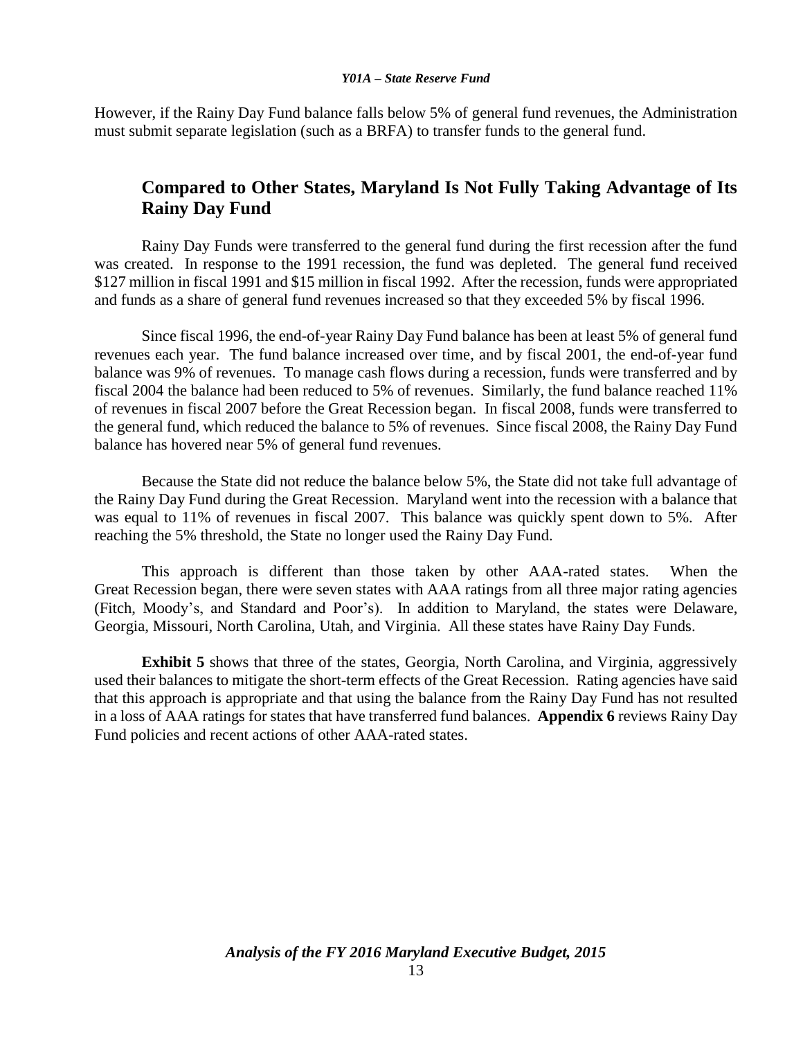However, if the Rainy Day Fund balance falls below 5% of general fund revenues, the Administration must submit separate legislation (such as a BRFA) to transfer funds to the general fund.

## Compared to Other States, Maryland Is Not Fully Taking Advantage of Its Rainy Day Fund

Rainy Day Funds were transferred to the general fund during the first recession after the fund was created. In response to the 1991 recession, the fund was depleted. The general fund received $127 million in fiscal 1991 and $15 million in fiscal 1992. After the recession, funds were appropriated and funds as a share of general fund revenues increased so that they exceeded 5% by fiscal 1996.

Since fiscal 1996, the end-of-year Rainy Day Fund balance has been at least 5% of general fund revenues each year. The fund balance increased over time, and by fiscal 2001, the end-of-year fund balance was 9% of revenues. To manage cash flows during a recession, funds were transferred and by fiscal 2004 the balance had been reduced to 5% of revenues. Similarly, the fund balance reached 11% of revenues in fiscal 2007 before the Great Recession began. In fiscal 2008, funds were transferred to the general fund, which reduced the balance to 5% of revenues. Since fiscal 2008, the Rainy Day Fund balance has hovered near 5% of general fund revenues.

Because the State did not reduce the balance below 5%, the State did not take full advantage of the Rainy Day Fund during the Great Recession. Maryland went into the recession with a balance that was equal to 11% of revenues in fiscal 2007. This balance was quickly spent down to 5%. After reaching the 5% threshold, the State no longer used the Rainy Day Fund.

This approach is different than those taken by other AAA-rated states. When the Great Recession began, there were seven states with AAA ratings from all three major rating agencies (Fitch, Moody's, and Standard and Poor's). In addition to Maryland, the states were Delaware, Georgia, Missouri, North Carolina, Utah, and Virginia. All these states have Rainy Day Funds.

**Exhibit 5** shows that three of the states, Georgia, North Carolina, and Virginia, aggressively used their balances to mitigate the short-term effects of the Great Recession. Rating agencies have said that this approach is appropriate and that using the balance from the Rainy Day Fund has not resulted in a loss of AAA ratings for states that have transferred fund balances. **Appendix 6** reviews Rainy Day Fund policies and recent actions of other AAA-rated states.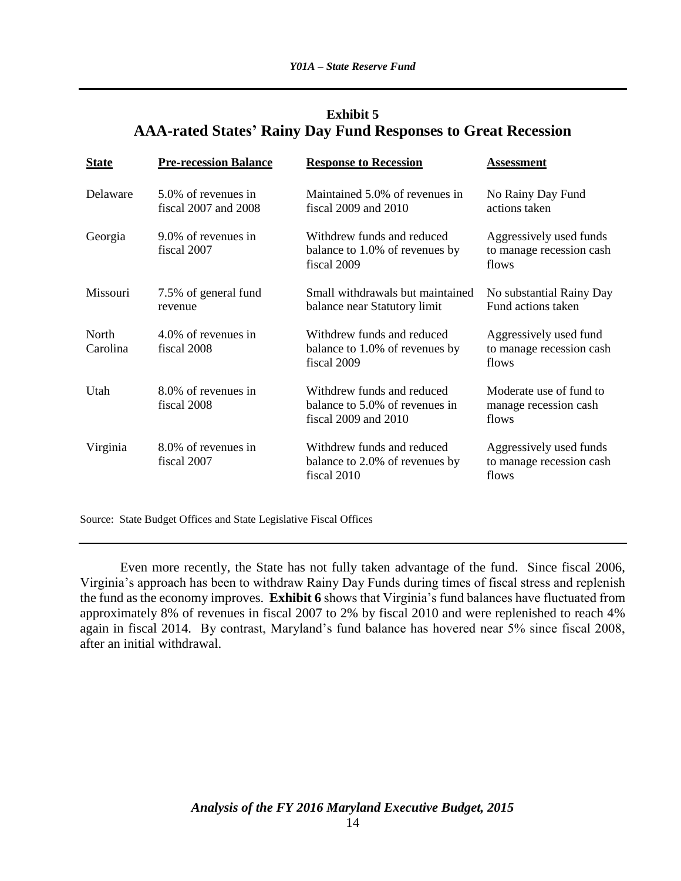## Exhibit 5
## AAA-rated States' Rainy Day Fund Responses to Great Recession

| State | Pre-recession Balance | Response to Recession | Assessment |
|---|---|---|---|
| Delaware | 5.0% of revenues in fiscal 2007 and 2008 | Maintained 5.0% of revenues in fiscal 2009 and 2010 | No Rainy Day Fund actions taken |
| Georgia | 9.0% of revenues in fiscal 2007 | Withdrew funds and reduced balance to 1.0% of revenues by fiscal 2009 | Aggressively used funds to manage recession cash flows |
| Missouri | 7.5% of general fund revenue | Small withdrawals but maintained balance near Statutory limit | No substantial Rainy Day Fund actions taken |
| North Carolina | 4.0% of revenues in fiscal 2008 | Withdrew funds and reduced balance to 1.0% of revenues by fiscal 2009 | Aggressively used fund to manage recession cash flows |
| Utah | 8.0% of revenues in fiscal 2008 | Withdrew funds and reduced balance to 5.0% of revenues in fiscal 2009 and 2010 | Moderate use of fund to manage recession cash flows |
| Virginia | 8.0% of revenues in fiscal 2007 | Withdrew funds and reduced balance to 2.0% of revenues by fiscal 2010 | Aggressively used funds to manage recession cash flows |

Source: State Budget Offices and State Legislative Fiscal Offices

Even more recently, the State has not fully taken advantage of the fund. Since fiscal 2006, Virginia's approach has been to withdraw Rainy Day Funds during times of fiscal stress and replenish the fund as the economy improves. **Exhibit 6** shows that Virginia's fund balances have fluctuated from approximately 8% of revenues in fiscal 2007 to 2% by fiscal 2010 and were replenished to reach 4% again in fiscal 2014. By contrast, Maryland's fund balance has hovered near 5% since fiscal 2008, after an initial withdrawal.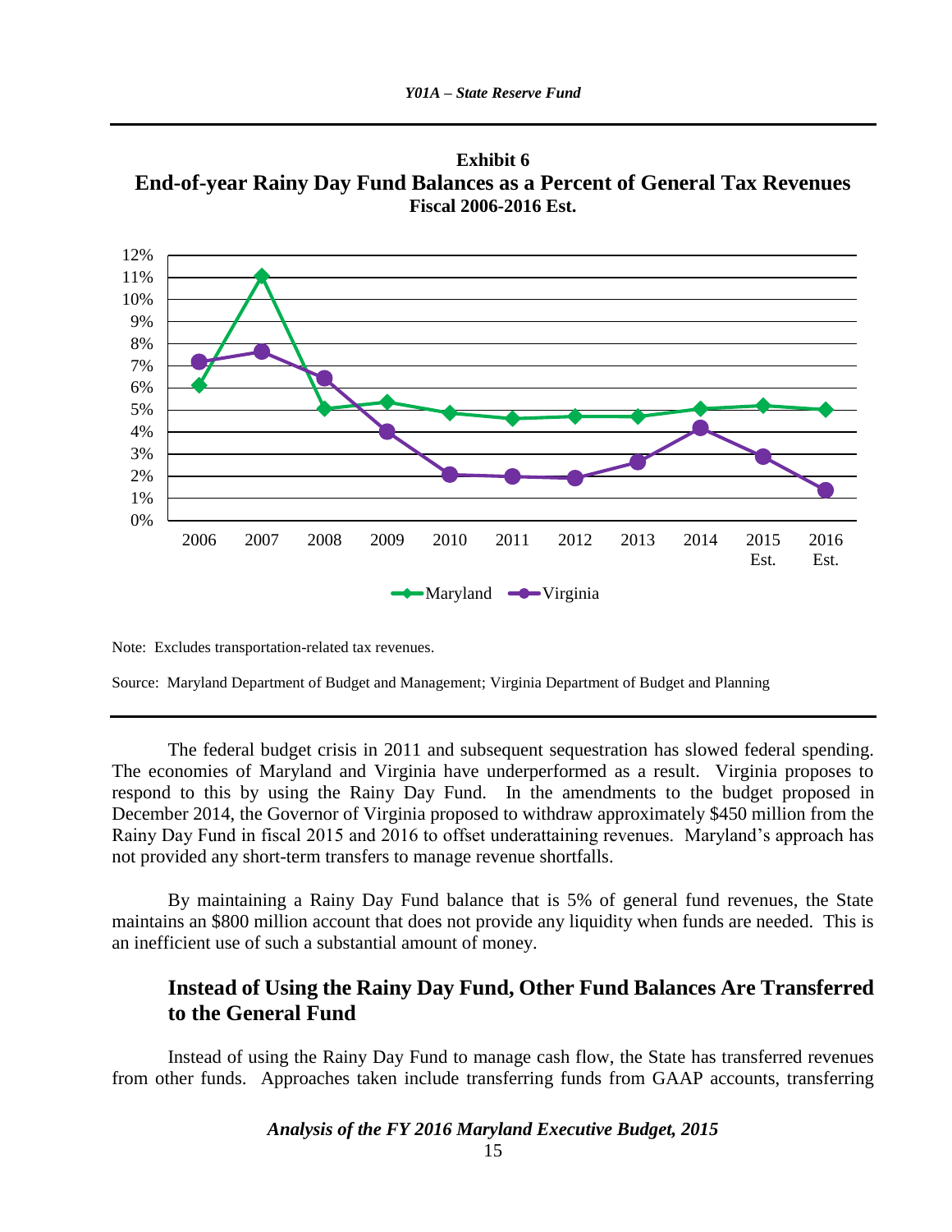**Exhibit 6**
**End-of-year Rainy Day Fund Balances as a Percent of General Tax Revenues**
**Fiscal 2006-2016 Est.**

Note: Excludes transportation-related tax revenues.

Source: Maryland Department of Budget and Management; Virginia Department of Budget and Planning

The federal budget crisis in 2011 and subsequent sequestration has slowed federal spending. The economies of Maryland and Virginia have underperformed as a result. Virginia proposes to respond to this by using the Rainy Day Fund. In the amendments to the budget proposed in December 2014, the Governor of Virginia proposed to withdraw approximately $450 million from the Rainy Day Fund in fiscal 2015 and 2016 to offset underattaining revenues. Maryland's approach has not provided any short-term transfers to manage revenue shortfalls.

By maintaining a Rainy Day Fund balance that is 5% of general fund revenues, the State maintains an $800 million account that does not provide any liquidity when funds are needed. This is an inefficient use of such a substantial amount of money.

## Instead of Using the Rainy Day Fund, Other Fund Balances Are Transferred to the General Fund

Instead of using the Rainy Day Fund to manage cash flow, the State has transferred revenues from other funds. Approaches taken include transferring funds from GAAP accounts, transferring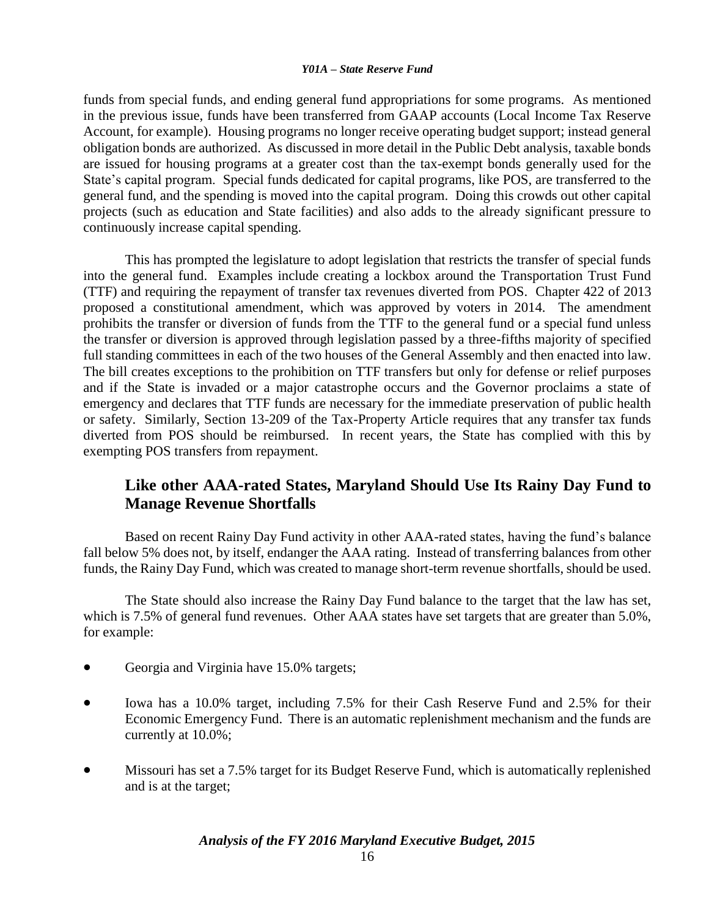funds from special funds, and ending general fund appropriations for some programs. As mentioned in the previous issue, funds have been transferred from GAAP accounts (Local Income Tax Reserve Account, for example). Housing programs no longer receive operating budget support; instead general obligation bonds are authorized. As discussed in more detail in the Public Debt analysis, taxable bonds are issued for housing programs at a greater cost than the tax-exempt bonds generally used for the State's capital program. Special funds dedicated for capital programs, like POS, are transferred to the general fund, and the spending is moved into the capital program. Doing this crowds out other capital projects (such as education and State facilities) and also adds to the already significant pressure to continuously increase capital spending.

This has prompted the legislature to adopt legislation that restricts the transfer of special funds into the general fund. Examples include creating a lockbox around the Transportation Trust Fund (TTF) and requiring the repayment of transfer tax revenues diverted from POS. Chapter 422 of 2013 proposed a constitutional amendment, which was approved by voters in 2014. The amendment prohibits the transfer or diversion of funds from the TTF to the general fund or a special fund unless the transfer or diversion is approved through legislation passed by a three-fifths majority of specified full standing committees in each of the two houses of the General Assembly and then enacted into law. The bill creates exceptions to the prohibition on TTF transfers but only for defense or relief purposes and if the State is invaded or a major catastrophe occurs and the Governor proclaims a state of emergency and declares that TTF funds are necessary for the immediate preservation of public health or safety. Similarly, Section 13-209 of the Tax-Property Article requires that any transfer tax funds diverted from POS should be reimbursed. In recent years, the State has complied with this by exempting POS transfers from repayment.

## Like other AAA-rated States, Maryland Should Use Its Rainy Day Fund to Manage Revenue Shortfalls

Based on recent Rainy Day Fund activity in other AAA-rated states, having the fund's balance fall below 5% does not, by itself, endanger the AAA rating. Instead of transferring balances from other funds, the Rainy Day Fund, which was created to manage short-term revenue shortfalls, should be used.

The State should also increase the Rainy Day Fund balance to the target that the law has set, which is 7.5% of general fund revenues. Other AAA states have set targets that are greater than 5.0%, for example:

- Georgia and Virginia have 15.0% targets;
- Iowa has a 10.0% target, including 7.5% for their Cash Reserve Fund and 2.5% for their Economic Emergency Fund. There is an automatic replenishment mechanism and the funds are currently at 10.0%;
- Missouri has set a 7.5% target for its Budget Reserve Fund, which is automatically replenished and is at the target;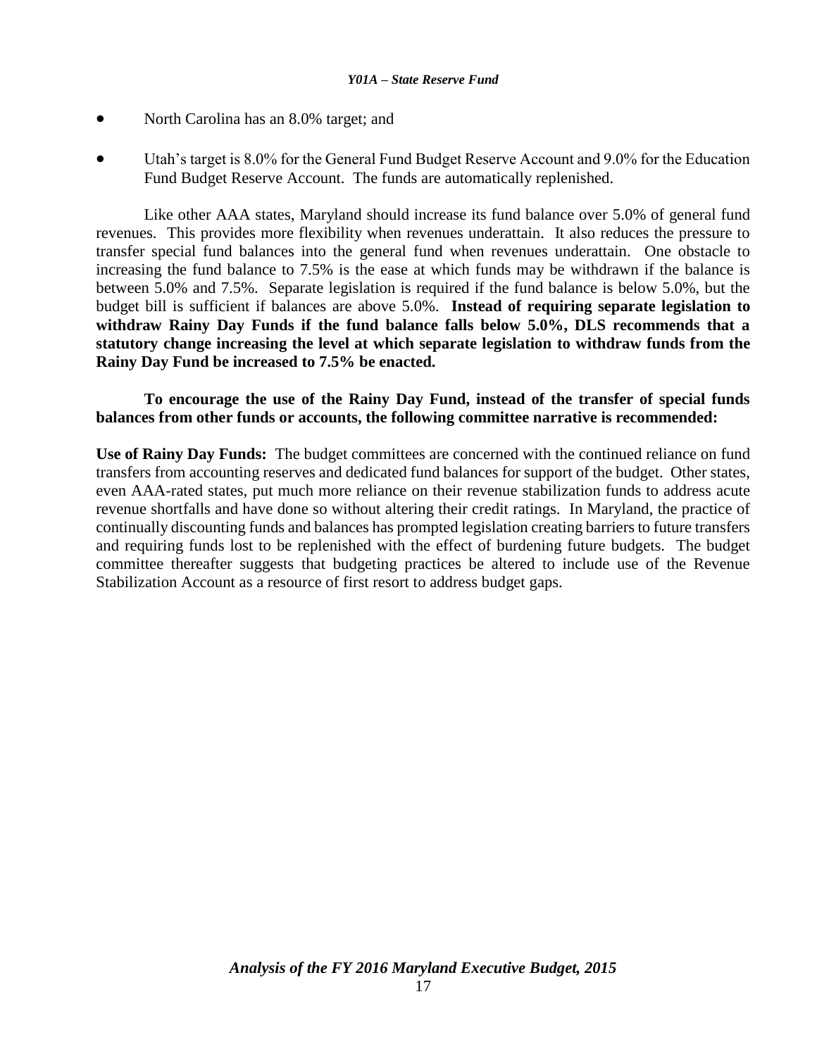- North Carolina has an 8.0% target; and
- Utah's target is 8.0% for the General Fund Budget Reserve Account and 9.0% for the Education Fund Budget Reserve Account. The funds are automatically replenished.

Like other AAA states, Maryland should increase its fund balance over 5.0% of general fund revenues. This provides more flexibility when revenues underattain. It also reduces the pressure to transfer special fund balances into the general fund when revenues underattain. One obstacle to increasing the fund balance to 7.5% is the ease at which funds may be withdrawn if the balance is between 5.0% and 7.5%. Separate legislation is required if the fund balance is below 5.0%, but the budget bill is sufficient if balances are above 5.0%. **Instead of requiring separate legislation to withdraw Rainy Day Funds if the fund balance falls below 5.0%, DLS recommends that a statutory change increasing the level at which separate legislation to withdraw funds from the Rainy Day Fund be increased to 7.5% be enacted.**

**To encourage the use of the Rainy Day Fund, instead of the transfer of special funds balances from other funds or accounts, the following committee narrative is recommended:**

**Use of Rainy Day Funds:** The budget committees are concerned with the continued reliance on fund transfers from accounting reserves and dedicated fund balances for support of the budget. Other states, even AAA-rated states, put much more reliance on their revenue stabilization funds to address acute revenue shortfalls and have done so without altering their credit ratings. In Maryland, the practice of continually discounting funds and balances has prompted legislation creating barriers to future transfers and requiring funds lost to be replenished with the effect of burdening future budgets. The budget committee thereafter suggests that budgeting practices be altered to include use of the Revenue Stabilization Account as a resource of first resort to address budget gaps.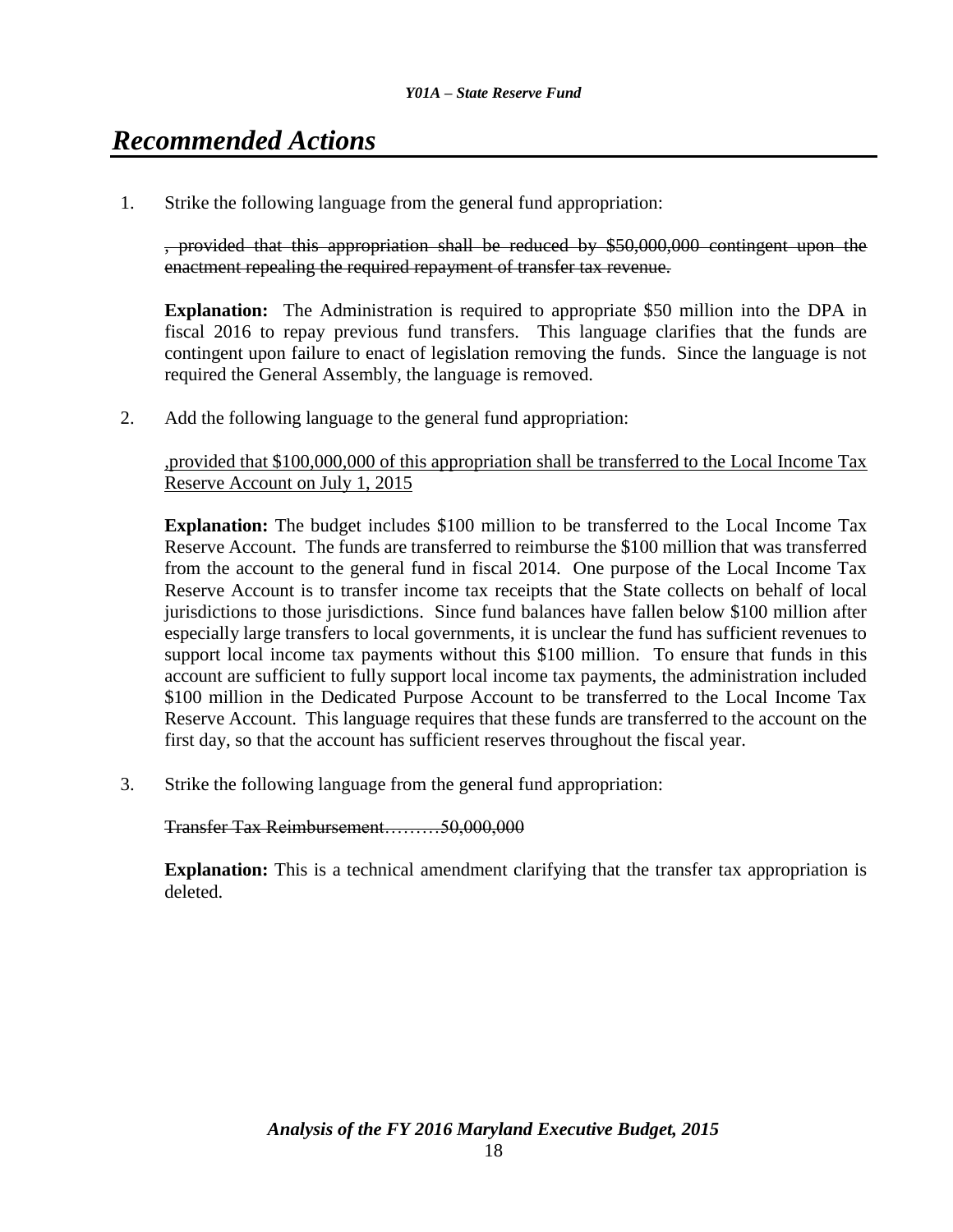# *Recommended Actions*

1. Strike the following language from the general fund appropriation:

   ~~, provided that this appropriation shall be reduced by \$50,000,000 contingent upon the enactment repealing the required repayment of transfer tax revenue.~~

   **Explanation:** The Administration is required to appropriate \$50 million into the DPA in fiscal 2016 to repay previous fund transfers. This language clarifies that the funds are contingent upon failure to enact of legislation removing the funds. Since the language is not required the General Assembly, the language is removed.

2. Add the following language to the general fund appropriation:

   <u>,provided that \$100,000,000 of this appropriation shall be transferred to the Local Income Tax Reserve Account on July 1, 2015</u>

   **Explanation:** The budget includes \$100 million to be transferred to the Local Income Tax Reserve Account. The funds are transferred to reimburse the \$100 million that was transferred from the account to the general fund in fiscal 2014. One purpose of the Local Income Tax Reserve Account is to transfer income tax receipts that the State collects on behalf of local jurisdictions to those jurisdictions. Since fund balances have fallen below \$100 million after especially large transfers to local governments, it is unclear the fund has sufficient revenues to support local income tax payments without this \$100 million. To ensure that funds in this account are sufficient to fully support local income tax payments, the administration included \$100 million in the Dedicated Purpose Account to be transferred to the Local Income Tax Reserve Account. This language requires that these funds are transferred to the account on the first day, so that the account has sufficient reserves throughout the fiscal year.

3. Strike the following language from the general fund appropriation:

   ~~Transfer Tax Reimbursement………50,000,000~~

   **Explanation:** This is a technical amendment clarifying that the transfer tax appropriation is deleted.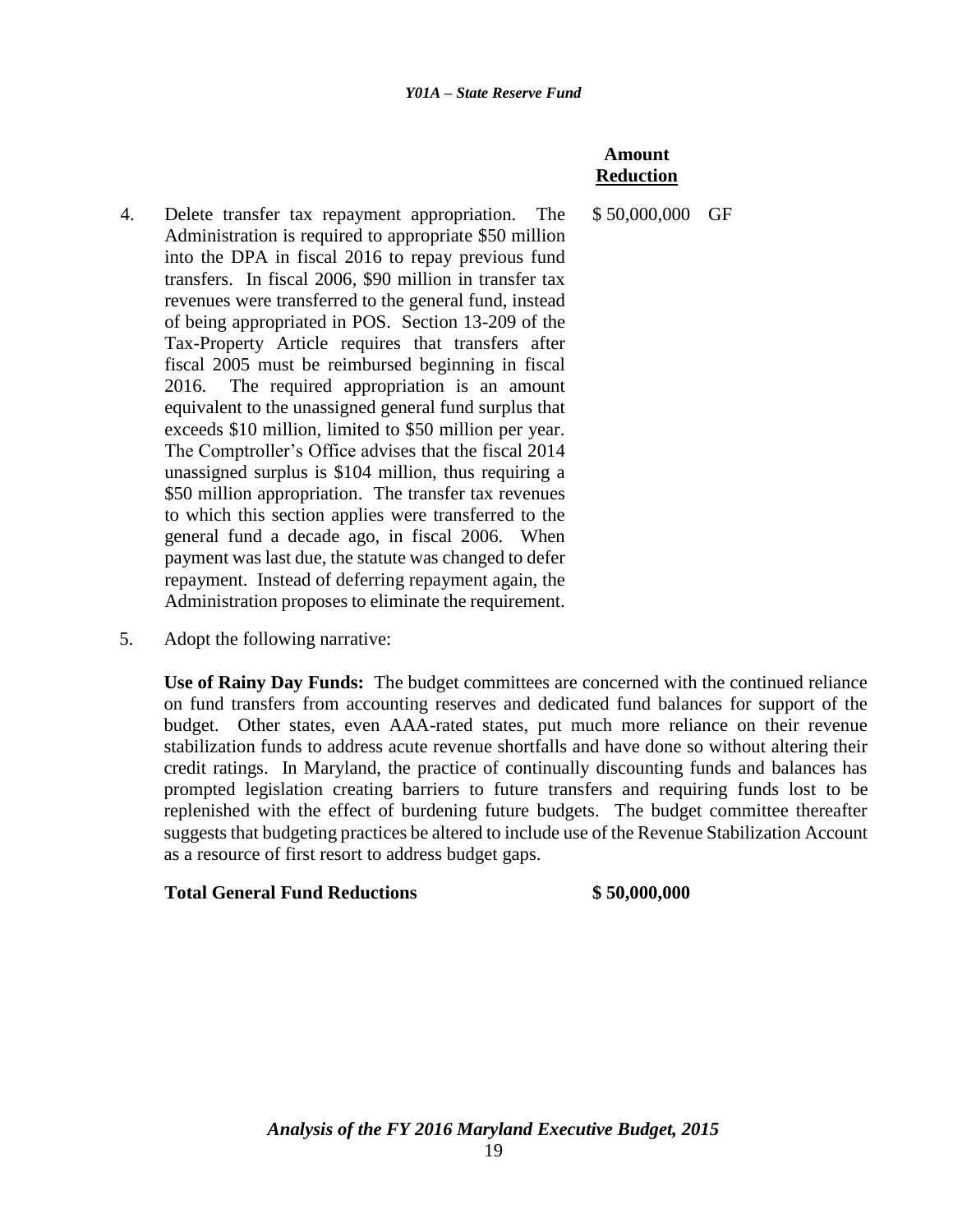| | Amount Reduction | |
|---|---|---|
| 4. Delete transfer tax repayment appropriation. The Administration is required to appropriate $50 million into the DPA in fiscal 2016 to repay previous fund transfers. In fiscal 2006, $90 million in transfer tax revenues were transferred to the general fund, instead of being appropriated in POS. Section 13-209 of the Tax-Property Article requires that transfers after fiscal 2005 must be reimbursed beginning in fiscal 2016. The required appropriation is an amount equivalent to the unassigned general fund surplus that exceeds $10 million, limited to $50 million per year. The Comptroller's Office advises that the fiscal 2014 unassigned surplus is $104 million, thus requiring a $50 million appropriation. The transfer tax revenues to which this section applies were transferred to the general fund a decade ago, in fiscal 2006. When payment was last due, the statute was changed to defer repayment. Instead of deferring repayment again, the Administration proposes to eliminate the requirement. | $ 50,000,000 | GF |

5. Adopt the following narrative:

**Use of Rainy Day Funds:** The budget committees are concerned with the continued reliance on fund transfers from accounting reserves and dedicated fund balances for support of the budget. Other states, even AAA-rated states, put much more reliance on their revenue stabilization funds to address acute revenue shortfalls and have done so without altering their credit ratings. In Maryland, the practice of continually discounting funds and balances has prompted legislation creating barriers to future transfers and requiring funds lost to be replenished with the effect of burdening future budgets. The budget committee thereafter suggests that budgeting practices be altered to include use of the Revenue Stabilization Account as a resource of first resort to address budget gaps.

**Total General Fund Reductions** **$ 50,000,000**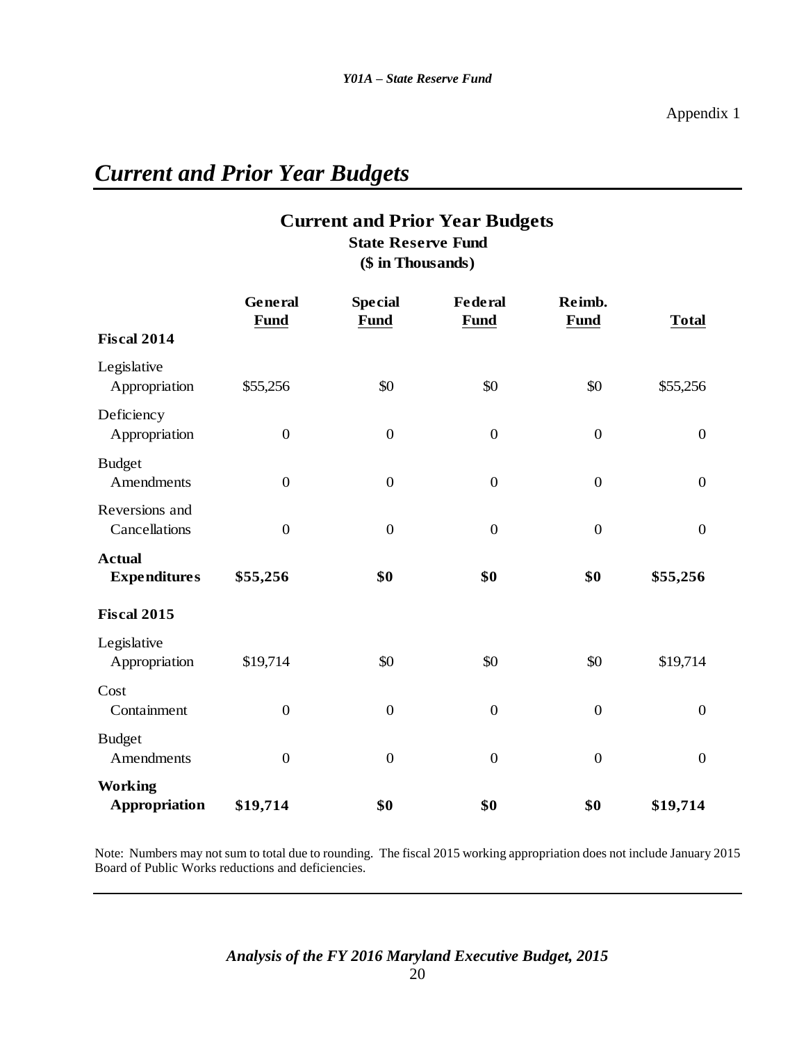Appendix 1

# *Current and Prior Year Budgets*

## Current and Prior Year Budgets

**State Reserve Fund**

**($ in Thousands)**

| | General Fund | Special Fund | Federal Fund | Reimb. Fund | Total |
|---|---|---|---|---|---|
| **Fiscal 2014** | | | | | |
| Legislative Appropriation | $55,256 | $0 | $0 | $0 | $55,256 |
| Deficiency Appropriation | 0 | 0 | 0 | 0 | 0 |
| Budget Amendments | 0 | 0 | 0 | 0 | 0 |
| Reversions and Cancellations | 0 | 0 | 0 | 0 | 0 |
| **Actual Expenditures** | **$55,256** | **$0** | **$0** | **$0** | **$55,256** |
| **Fiscal 2015** | | | | | |
| Legislative Appropriation | $19,714 | $0 | $0 | $0 | $19,714 |
| Cost Containment | 0 | 0 | 0 | 0 | 0 |
| Budget Amendments | 0 | 0 | 0 | 0 | 0 |
| **Working Appropriation** | **$19,714** | **$0** | **$0** | **$0** | **$19,714** |

Note: Numbers may not sum to total due to rounding. The fiscal 2015 working appropriation does not include January 2015 Board of Public Works reductions and deficiencies.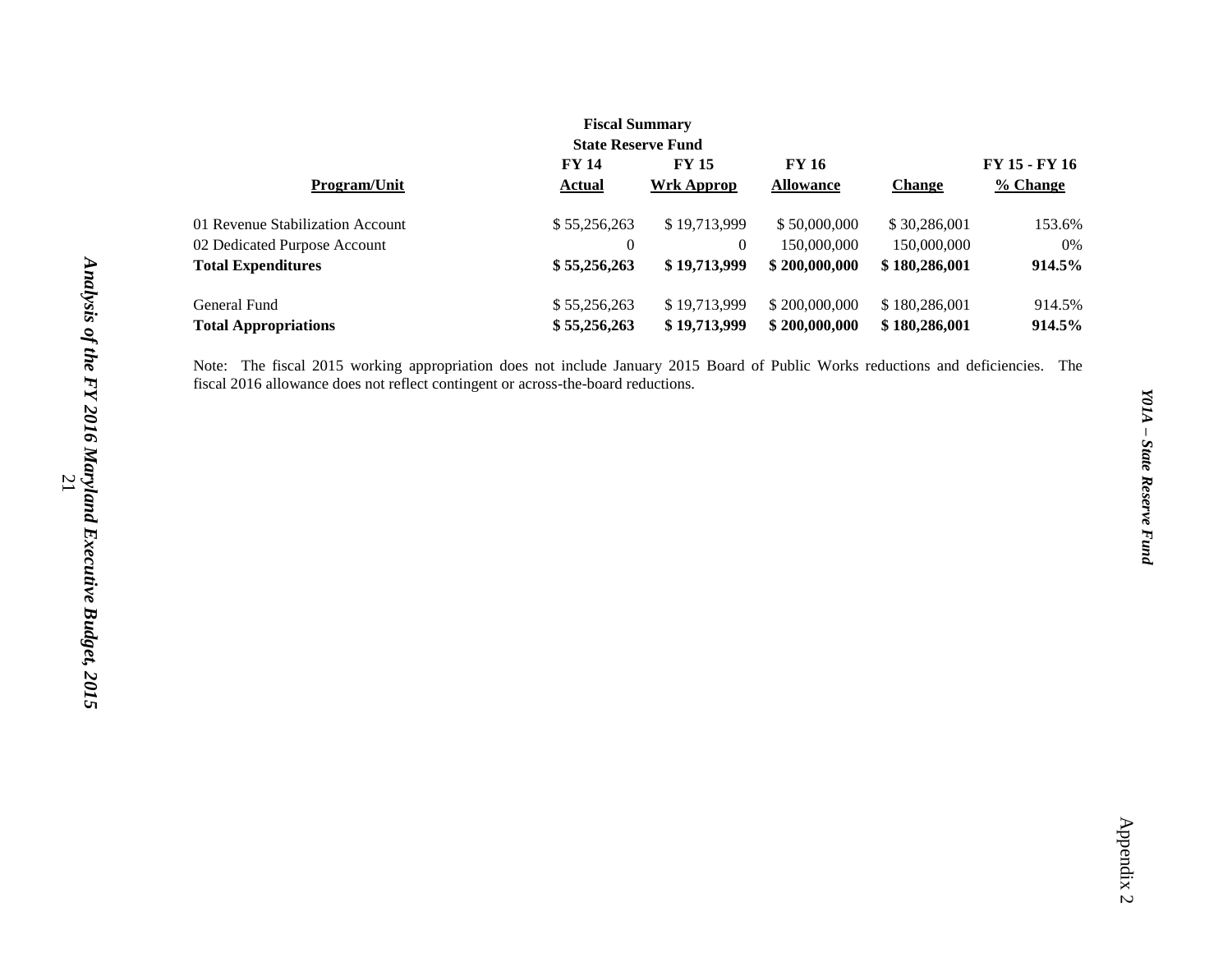## Fiscal Summary
## State Reserve Fund

| Program/Unit | FY 14 Actual | FY 15 Wrk Approp | FY 16 Allowance | Change | FY 15 - FY 16 % Change |
|---|---|---|---|---|---|
| 01 Revenue Stabilization Account | $ 55,256,263 | $ 19,713,999 | $ 50,000,000 | $ 30,286,001 | 153.6% |
| 02 Dedicated Purpose Account | 0 | 0 | 150,000,000 | 150,000,000 | 0% |
| **Total Expenditures** | **$ 55,256,263** | **$ 19,713,999** | **$ 200,000,000** | **$ 180,286,001** | **914.5%** |
| | | | | | |
| General Fund | $ 55,256,263 | $ 19,713,999 | $ 200,000,000 | $ 180,286,001 | 914.5% |
| **Total Appropriations** | **$ 55,256,263** | **$ 19,713,999** | **$ 200,000,000** | **$ 180,286,001** | **914.5%** |

Note: The fiscal 2015 working appropriation does not include January 2015 Board of Public Works reductions and deficiencies. The fiscal 2016 allowance does not reflect contingent or across-the-board reductions.

Appendix 2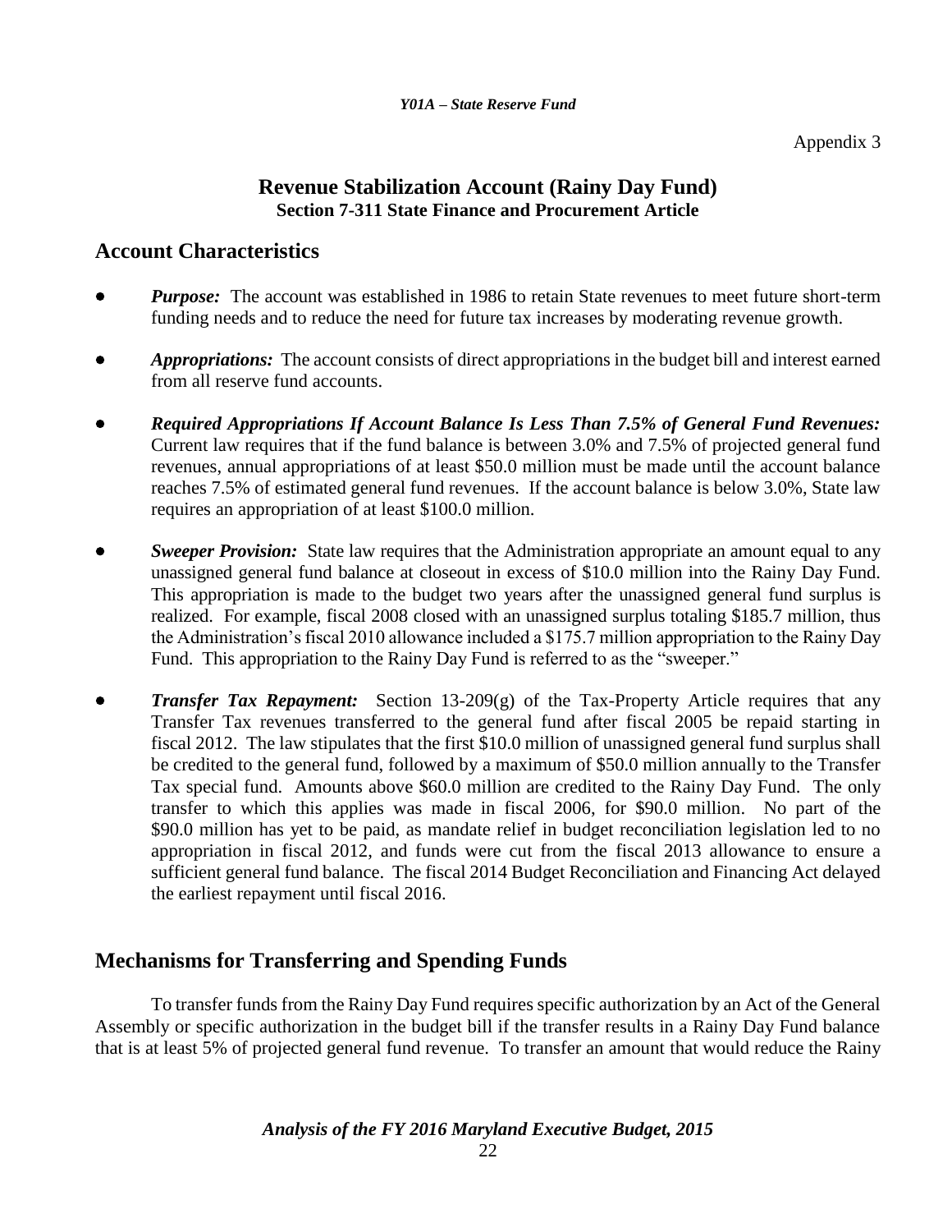Appendix 3

# Revenue Stabilization Account (Rainy Day Fund)

**Section 7-311 State Finance and Procurement Article**

## Account Characteristics

- ***Purpose:*** The account was established in 1986 to retain State revenues to meet future short-term funding needs and to reduce the need for future tax increases by moderating revenue growth.

- ***Appropriations:*** The account consists of direct appropriations in the budget bill and interest earned from all reserve fund accounts.

- ***Required Appropriations If Account Balance Is Less Than 7.5% of General Fund Revenues:*** Current law requires that if the fund balance is between 3.0% and 7.5% of projected general fund revenues, annual appropriations of at least $50.0 million must be made until the account balance reaches 7.5% of estimated general fund revenues. If the account balance is below 3.0%, State law requires an appropriation of at least $100.0 million.

- ***Sweeper Provision:*** State law requires that the Administration appropriate an amount equal to any unassigned general fund balance at closeout in excess of $10.0 million into the Rainy Day Fund. This appropriation is made to the budget two years after the unassigned general fund surplus is realized. For example, fiscal 2008 closed with an unassigned surplus totaling $185.7 million, thus the Administration's fiscal 2010 allowance included a $175.7 million appropriation to the Rainy Day Fund. This appropriation to the Rainy Day Fund is referred to as the "sweeper."

- ***Transfer Tax Repayment:*** Section 13-209(g) of the Tax-Property Article requires that any Transfer Tax revenues transferred to the general fund after fiscal 2005 be repaid starting in fiscal 2012. The law stipulates that the first $10.0 million of unassigned general fund surplus shall be credited to the general fund, followed by a maximum of $50.0 million annually to the Transfer Tax special fund. Amounts above $60.0 million are credited to the Rainy Day Fund. The only transfer to which this applies was made in fiscal 2006, for $90.0 million. No part of the $90.0 million has yet to be paid, as mandate relief in budget reconciliation legislation led to no appropriation in fiscal 2012, and funds were cut from the fiscal 2013 allowance to ensure a sufficient general fund balance. The fiscal 2014 Budget Reconciliation and Financing Act delayed the earliest repayment until fiscal 2016.

## Mechanisms for Transferring and Spending Funds

To transfer funds from the Rainy Day Fund requires specific authorization by an Act of the General Assembly or specific authorization in the budget bill if the transfer results in a Rainy Day Fund balance that is at least 5% of projected general fund revenue. To transfer an amount that would reduce the Rainy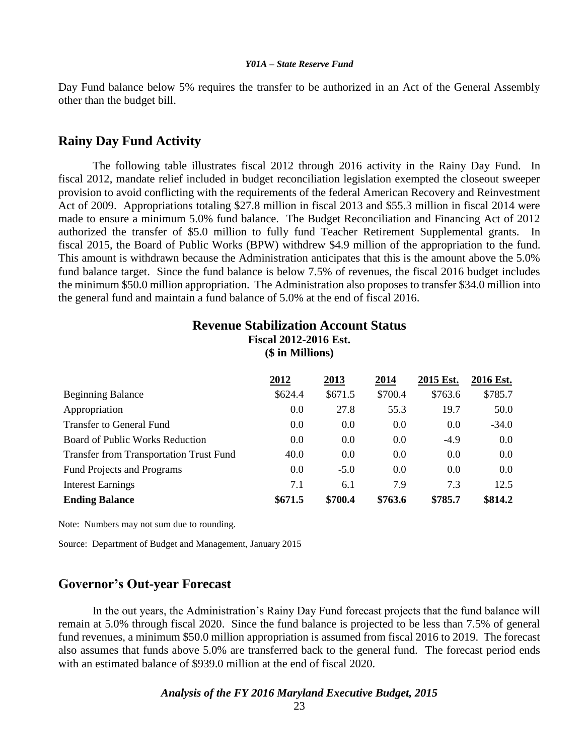Day Fund balance below 5% requires the transfer to be authorized in an Act of the General Assembly other than the budget bill.

## Rainy Day Fund Activity

The following table illustrates fiscal 2012 through 2016 activity in the Rainy Day Fund. In fiscal 2012, mandate relief included in budget reconciliation legislation exempted the closeout sweeper provision to avoid conflicting with the requirements of the federal American Recovery and Reinvestment Act of 2009. Appropriations totaling $27.8 million in fiscal 2013 and $55.3 million in fiscal 2014 were made to ensure a minimum 5.0% fund balance. The Budget Reconciliation and Financing Act of 2012 authorized the transfer of $5.0 million to fully fund Teacher Retirement Supplemental grants. In fiscal 2015, the Board of Public Works (BPW) withdrew $4.9 million of the appropriation to the fund. This amount is withdrawn because the Administration anticipates that this is the amount above the 5.0% fund balance target. Since the fund balance is below 7.5% of revenues, the fiscal 2016 budget includes the minimum $50.0 million appropriation. The Administration also proposes to transfer $34.0 million into the general fund and maintain a fund balance of 5.0% at the end of fiscal 2016.

### Revenue Stabilization Account Status
**Fiscal 2012-2016 Est.**
**($ in Millions)**

| | 2012 | 2013 | 2014 | 2015 Est. | 2016 Est. |
|---|---|---|---|---|---|
| Beginning Balance | $624.4 | $671.5 | $700.4 | $763.6 | $785.7 |
| Appropriation | 0.0 | 27.8 | 55.3 | 19.7 | 50.0 |
| Transfer to General Fund | 0.0 | 0.0 | 0.0 | 0.0 | -34.0 |
| Board of Public Works Reduction | 0.0 | 0.0 | 0.0 | -4.9 | 0.0 |
| Transfer from Transportation Trust Fund | 40.0 | 0.0 | 0.0 | 0.0 | 0.0 |
| Fund Projects and Programs | 0.0 | -5.0 | 0.0 | 0.0 | 0.0 |
| Interest Earnings | 7.1 | 6.1 | 7.9 | 7.3 | 12.5 |
| **Ending Balance** | **$671.5** | **$700.4** | **$763.6** | **$785.7** | **$814.2** |

Note: Numbers may not sum due to rounding.

Source: Department of Budget and Management, January 2015

## Governor's Out-year Forecast

In the out years, the Administration's Rainy Day Fund forecast projects that the fund balance will remain at 5.0% through fiscal 2020. Since the fund balance is projected to be less than 7.5% of general fund revenues, a minimum $50.0 million appropriation is assumed from fiscal 2016 to 2019. The forecast also assumes that funds above 5.0% are transferred back to the general fund. The forecast period ends with an estimated balance of $939.0 million at the end of fiscal 2020.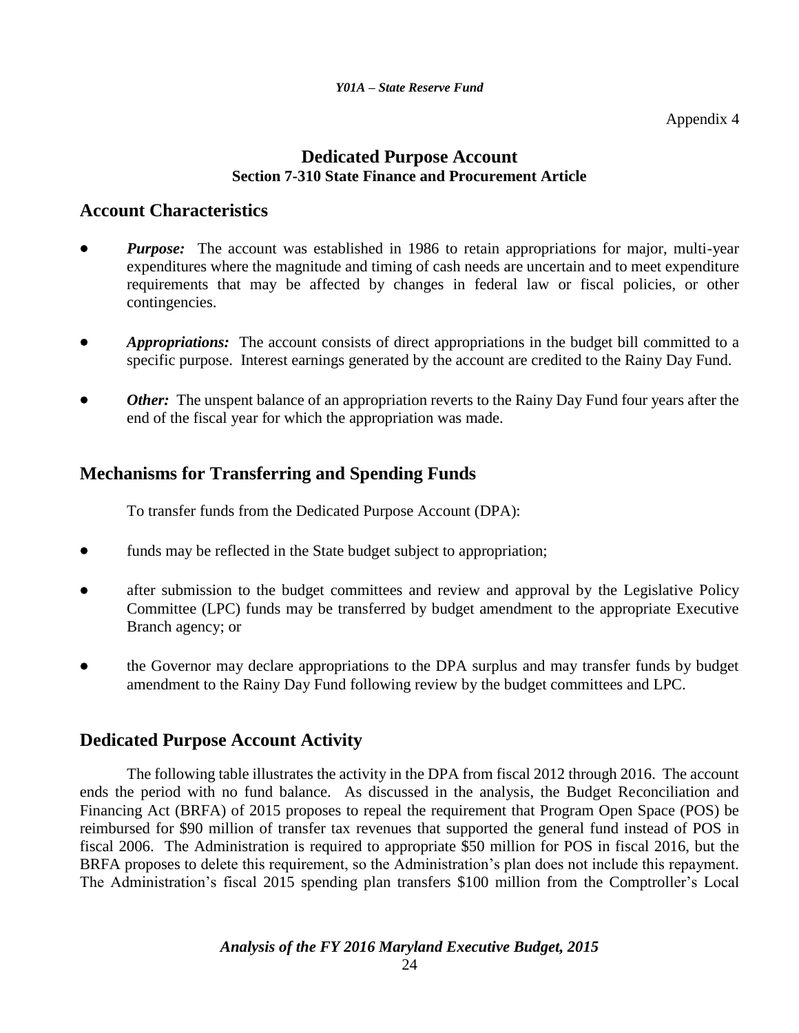Appendix 4

# Dedicated Purpose Account

### Section 7-310 State Finance and Procurement Article

## Account Characteristics

- ***Purpose:*** The account was established in 1986 to retain appropriations for major, multi-year expenditures where the magnitude and timing of cash needs are uncertain and to meet expenditure requirements that may be affected by changes in federal law or fiscal policies, or other contingencies.

- ***Appropriations:*** The account consists of direct appropriations in the budget bill committed to a specific purpose. Interest earnings generated by the account are credited to the Rainy Day Fund.

- ***Other:*** The unspent balance of an appropriation reverts to the Rainy Day Fund four years after the end of the fiscal year for which the appropriation was made.

## Mechanisms for Transferring and Spending Funds

To transfer funds from the Dedicated Purpose Account (DPA):

- funds may be reflected in the State budget subject to appropriation;

- after submission to the budget committees and review and approval by the Legislative Policy Committee (LPC) funds may be transferred by budget amendment to the appropriate Executive Branch agency; or

- the Governor may declare appropriations to the DPA surplus and may transfer funds by budget amendment to the Rainy Day Fund following review by the budget committees and LPC.

## Dedicated Purpose Account Activity

The following table illustrates the activity in the DPA from fiscal 2012 through 2016. The account ends the period with no fund balance. As discussed in the analysis, the Budget Reconciliation and Financing Act (BRFA) of 2015 proposes to repeal the requirement that Program Open Space (POS) be reimbursed for $90 million of transfer tax revenues that supported the general fund instead of POS in fiscal 2006. The Administration is required to appropriate $50 million for POS in fiscal 2016, but the BRFA proposes to delete this requirement, so the Administration's plan does not include this repayment. The Administration's fiscal 2015 spending plan transfers $100 million from the Comptroller's Local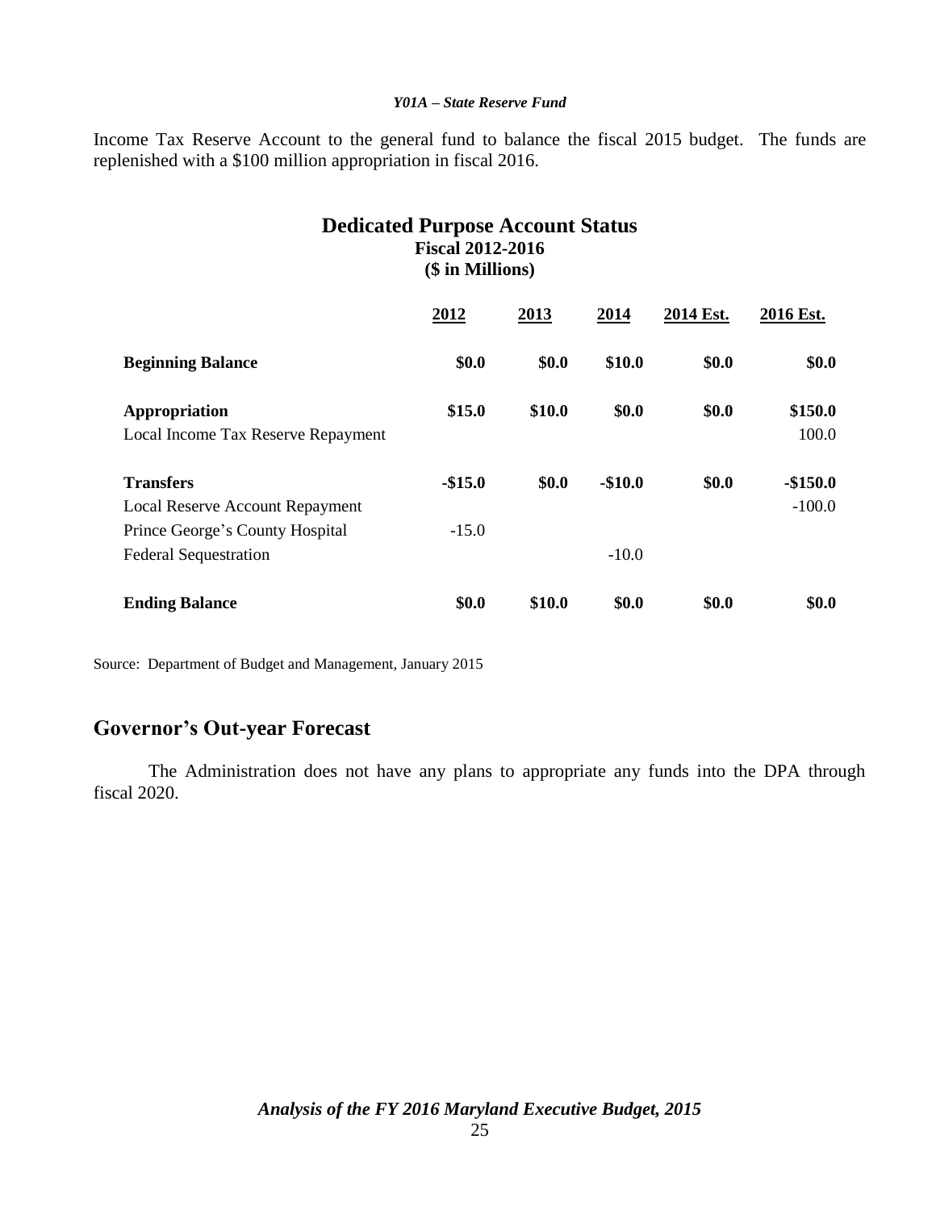Income Tax Reserve Account to the general fund to balance the fiscal 2015 budget. The funds are replenished with a $100 million appropriation in fiscal 2016.

**Dedicated Purpose Account Status**
**Fiscal 2012-2016**
**($ in Millions)**

| | 2012 | 2013 | 2014 | 2014 Est. | 2016 Est. |
|---|---|---|---|---|---|
| **Beginning Balance** | **$0.0** | **$0.0** | **$10.0** | **$0.0** | **$0.0** |
| **Appropriation** | **$15.0** | **$10.0** | **$0.0** | **$0.0** | **$150.0** |
| Local Income Tax Reserve Repayment | | | | | 100.0 |
| **Transfers** | **-$15.0** | **$0.0** | **-$10.0** | **$0.0** | **-$150.0** |
| Local Reserve Account Repayment | | | | | -100.0 |
| Prince George's County Hospital | -15.0 | | | | |
| Federal Sequestration | | | -10.0 | | |
| **Ending Balance** | **$0.0** | **$10.0** | **$0.0** | **$0.0** | **$0.0** |

Source: Department of Budget and Management, January 2015

## Governor's Out-year Forecast

The Administration does not have any plans to appropriate any funds into the DPA through fiscal 2020.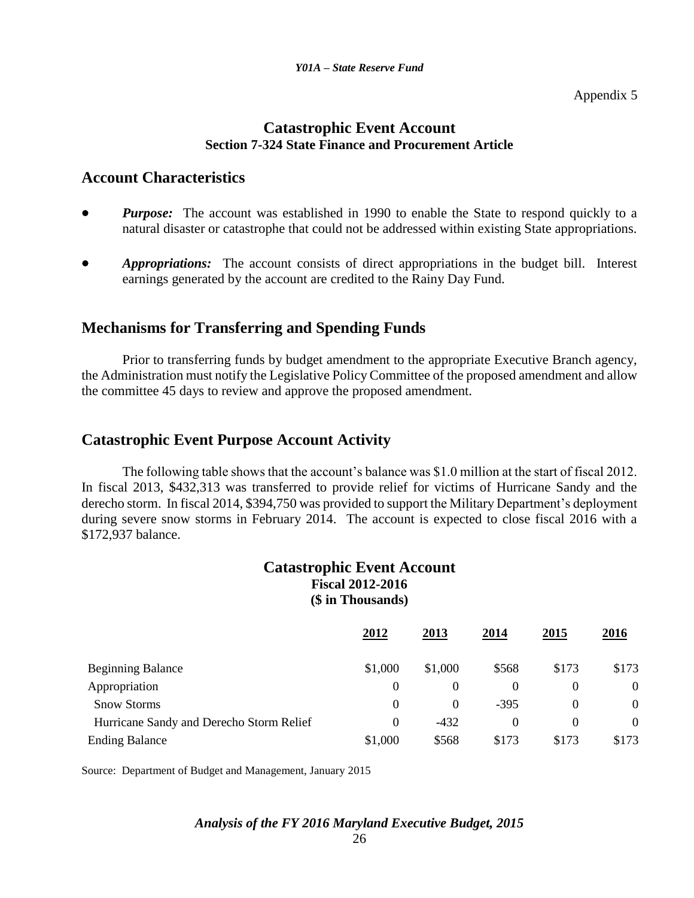Appendix 5

# Catastrophic Event Account

**Section 7-324 State Finance and Procurement Article**

## Account Characteristics

- ***Purpose:*** The account was established in 1990 to enable the State to respond quickly to a natural disaster or catastrophe that could not be addressed within existing State appropriations.
- ***Appropriations:*** The account consists of direct appropriations in the budget bill. Interest earnings generated by the account are credited to the Rainy Day Fund.

## Mechanisms for Transferring and Spending Funds

Prior to transferring funds by budget amendment to the appropriate Executive Branch agency, the Administration must notify the Legislative Policy Committee of the proposed amendment and allow the committee 45 days to review and approve the proposed amendment.

## Catastrophic Event Purpose Account Activity

The following table shows that the account's balance was $1.0 million at the start of fiscal 2012. In fiscal 2013, $432,313 was transferred to provide relief for victims of Hurricane Sandy and the derecho storm. In fiscal 2014, $394,750 was provided to support the Military Department's deployment during severe snow storms in February 2014. The account is expected to close fiscal 2016 with a $172,937 balance.

### Catastrophic Event Account
**Fiscal 2012-2016**
**($ in Thousands)**

| | 2012 | 2013 | 2014 | 2015 | 2016 |
|---|---|---|---|---|---|
| Beginning Balance | $1,000 | $1,000 | $568 | $173 | $173 |
| Appropriation | 0 | 0 | 0 | 0 | 0 |
| Snow Storms | 0 | 0 | -395 | 0 | 0 |
| Hurricane Sandy and Derecho Storm Relief | 0 | -432 | 0 | 0 | 0 |
| Ending Balance | $1,000 | $568 | $173 | $173 | $173 |

Source: Department of Budget and Management, January 2015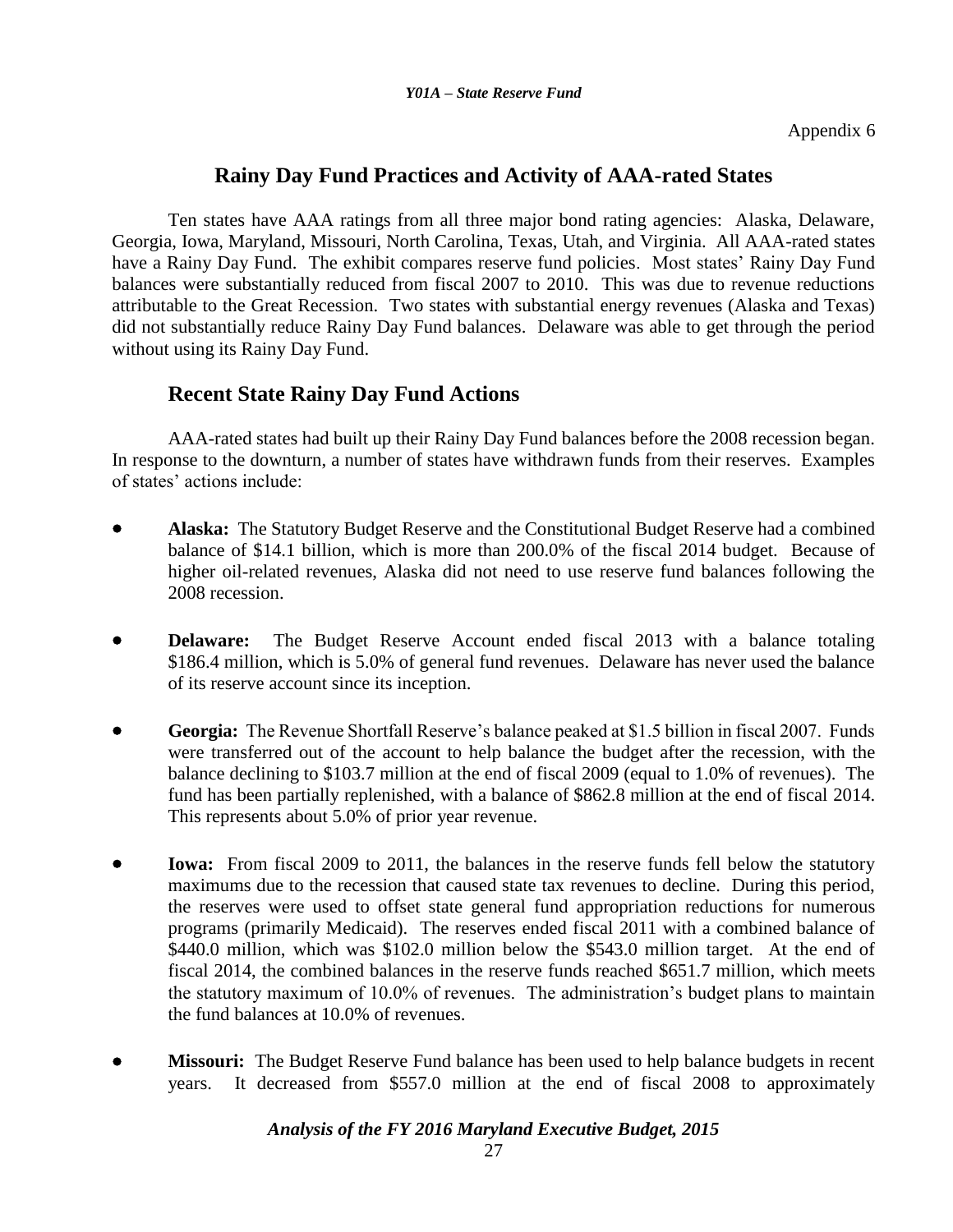Appendix 6

## Rainy Day Fund Practices and Activity of AAA-rated States

Ten states have AAA ratings from all three major bond rating agencies: Alaska, Delaware, Georgia, Iowa, Maryland, Missouri, North Carolina, Texas, Utah, and Virginia. All AAA-rated states have a Rainy Day Fund. The exhibit compares reserve fund policies. Most states' Rainy Day Fund balances were substantially reduced from fiscal 2007 to 2010. This was due to revenue reductions attributable to the Great Recession. Two states with substantial energy revenues (Alaska and Texas) did not substantially reduce Rainy Day Fund balances. Delaware was able to get through the period without using its Rainy Day Fund.

## Recent State Rainy Day Fund Actions

AAA-rated states had built up their Rainy Day Fund balances before the 2008 recession began. In response to the downturn, a number of states have withdrawn funds from their reserves. Examples of states' actions include:

- **Alaska:** The Statutory Budget Reserve and the Constitutional Budget Reserve had a combined balance of $14.1 billion, which is more than 200.0% of the fiscal 2014 budget. Because of higher oil-related revenues, Alaska did not need to use reserve fund balances following the 2008 recession.

- **Delaware:** The Budget Reserve Account ended fiscal 2013 with a balance totaling $186.4 million, which is 5.0% of general fund revenues. Delaware has never used the balance of its reserve account since its inception.

- **Georgia:** The Revenue Shortfall Reserve's balance peaked at $1.5 billion in fiscal 2007. Funds were transferred out of the account to help balance the budget after the recession, with the balance declining to $103.7 million at the end of fiscal 2009 (equal to 1.0% of revenues). The fund has been partially replenished, with a balance of $862.8 million at the end of fiscal 2014. This represents about 5.0% of prior year revenue.

- **Iowa:** From fiscal 2009 to 2011, the balances in the reserve funds fell below the statutory maximums due to the recession that caused state tax revenues to decline. During this period, the reserves were used to offset state general fund appropriation reductions for numerous programs (primarily Medicaid). The reserves ended fiscal 2011 with a combined balance of $440.0 million, which was $102.0 million below the $543.0 million target. At the end of fiscal 2014, the combined balances in the reserve funds reached $651.7 million, which meets the statutory maximum of 10.0% of revenues. The administration's budget plans to maintain the fund balances at 10.0% of revenues.

- **Missouri:** The Budget Reserve Fund balance has been used to help balance budgets in recent years. It decreased from $557.0 million at the end of fiscal 2008 to approximately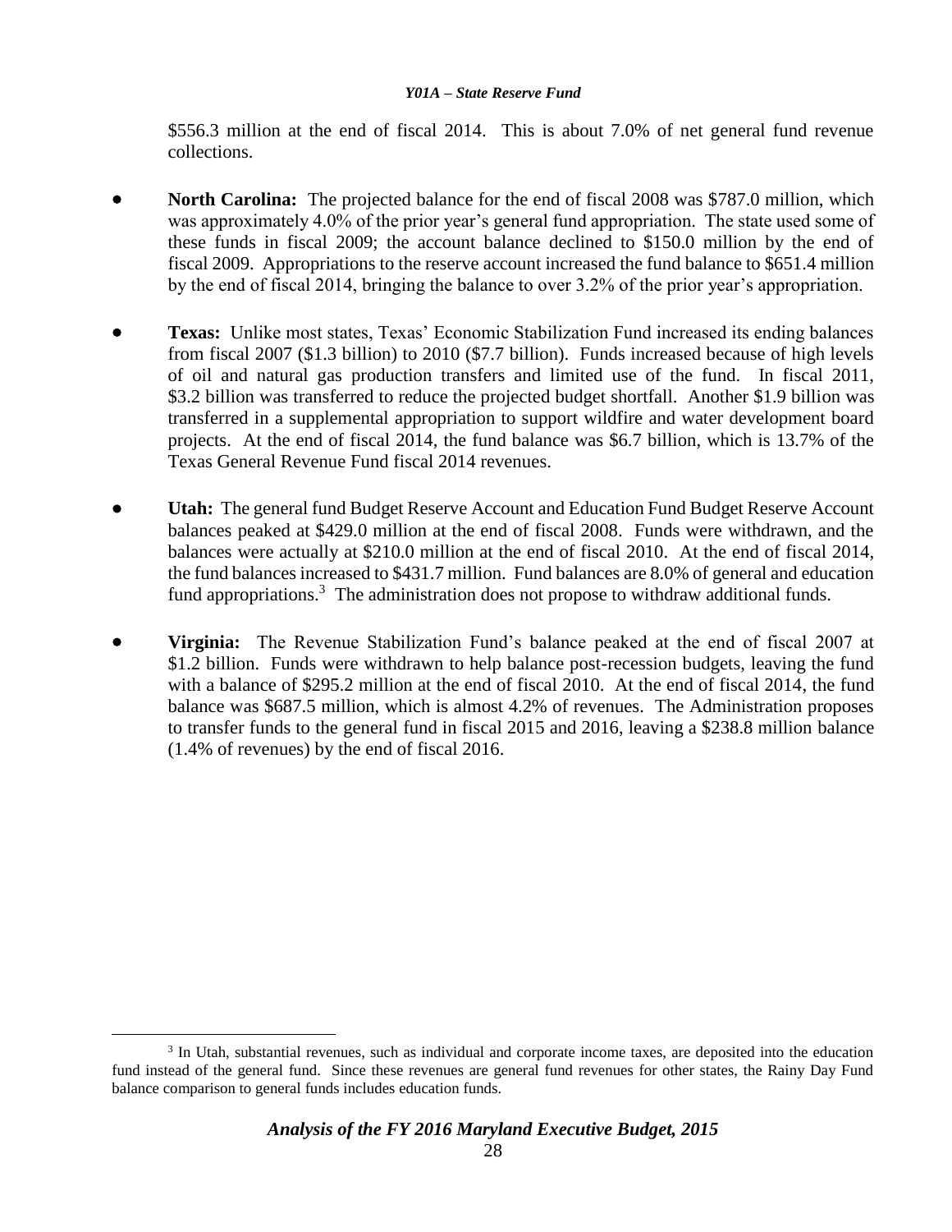$556.3 million at the end of fiscal 2014. This is about 7.0% of net general fund revenue collections.

- **North Carolina:** The projected balance for the end of fiscal 2008 was $787.0 million, which was approximately 4.0% of the prior year's general fund appropriation. The state used some of these funds in fiscal 2009; the account balance declined to $150.0 million by the end of fiscal 2009. Appropriations to the reserve account increased the fund balance to $651.4 million by the end of fiscal 2014, bringing the balance to over 3.2% of the prior year's appropriation.

- **Texas:** Unlike most states, Texas' Economic Stabilization Fund increased its ending balances from fiscal 2007 ($1.3 billion) to 2010 ($7.7 billion). Funds increased because of high levels of oil and natural gas production transfers and limited use of the fund. In fiscal 2011, $3.2 billion was transferred to reduce the projected budget shortfall. Another $1.9 billion was transferred in a supplemental appropriation to support wildfire and water development board projects. At the end of fiscal 2014, the fund balance was $6.7 billion, which is 13.7% of the Texas General Revenue Fund fiscal 2014 revenues.

- **Utah:** The general fund Budget Reserve Account and Education Fund Budget Reserve Account balances peaked at $429.0 million at the end of fiscal 2008. Funds were withdrawn, and the balances were actually at $210.0 million at the end of fiscal 2010. At the end of fiscal 2014, the fund balances increased to $431.7 million. Fund balances are 8.0% of general and education fund appropriations.[3] The administration does not propose to withdraw additional funds.

- **Virginia:** The Revenue Stabilization Fund's balance peaked at the end of fiscal 2007 at $1.2 billion. Funds were withdrawn to help balance post-recession budgets, leaving the fund with a balance of $295.2 million at the end of fiscal 2010. At the end of fiscal 2014, the fund balance was $687.5 million, which is almost 4.2% of revenues. The Administration proposes to transfer funds to the general fund in fiscal 2015 and 2016, leaving a $238.8 million balance (1.4% of revenues) by the end of fiscal 2016.

---

[3] In Utah, substantial revenues, such as individual and corporate income taxes, are deposited into the education fund instead of the general fund. Since these revenues are general fund revenues for other states, the Rainy Day Fund balance comparison to general funds includes education funds.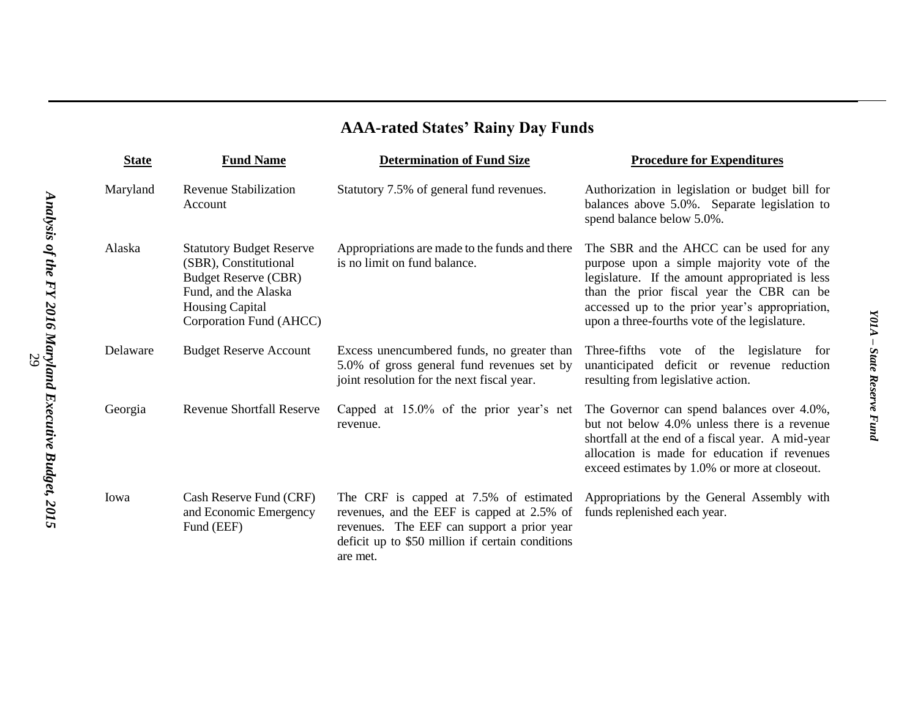## AAA-rated States' Rainy Day Funds

| State | Fund Name | Determination of Fund Size | Procedure for Expenditures |
|---|---|---|---|
| Maryland | Revenue Stabilization Account | Statutory 7.5% of general fund revenues. | Authorization in legislation or budget bill for balances above 5.0%. Separate legislation to spend balance below 5.0%. |
| Alaska | Statutory Budget Reserve (SBR), Constitutional Budget Reserve (CBR) Fund, and the Alaska Housing Capital Corporation Fund (AHCC) | Appropriations are made to the funds and there is no limit on fund balance. | The SBR and the AHCC can be used for any purpose upon a simple majority vote of the legislature. If the amount appropriated is less than the prior fiscal year the CBR can be accessed up to the prior year's appropriation, upon a three-fourths vote of the legislature. |
| Delaware | Budget Reserve Account | Excess unencumbered funds, no greater than 5.0% of gross general fund revenues set by joint resolution for the next fiscal year. | Three-fifths vote of the legislature for unanticipated deficit or revenue reduction resulting from legislative action. |
| Georgia | Revenue Shortfall Reserve | Capped at 15.0% of the prior year's net revenue. | The Governor can spend balances over 4.0%, but not below 4.0% unless there is a revenue shortfall at the end of a fiscal year. A mid-year allocation is made for education if revenues exceed estimates by 1.0% or more at closeout. |
| Iowa | Cash Reserve Fund (CRF) and Economic Emergency Fund (EEF) | The CRF is capped at 7.5% of estimated revenues, and the EEF is capped at 2.5% of revenues. The EEF can support a prior year deficit up to $50 million if certain conditions are met. | Appropriations by the General Assembly with funds replenished each year. |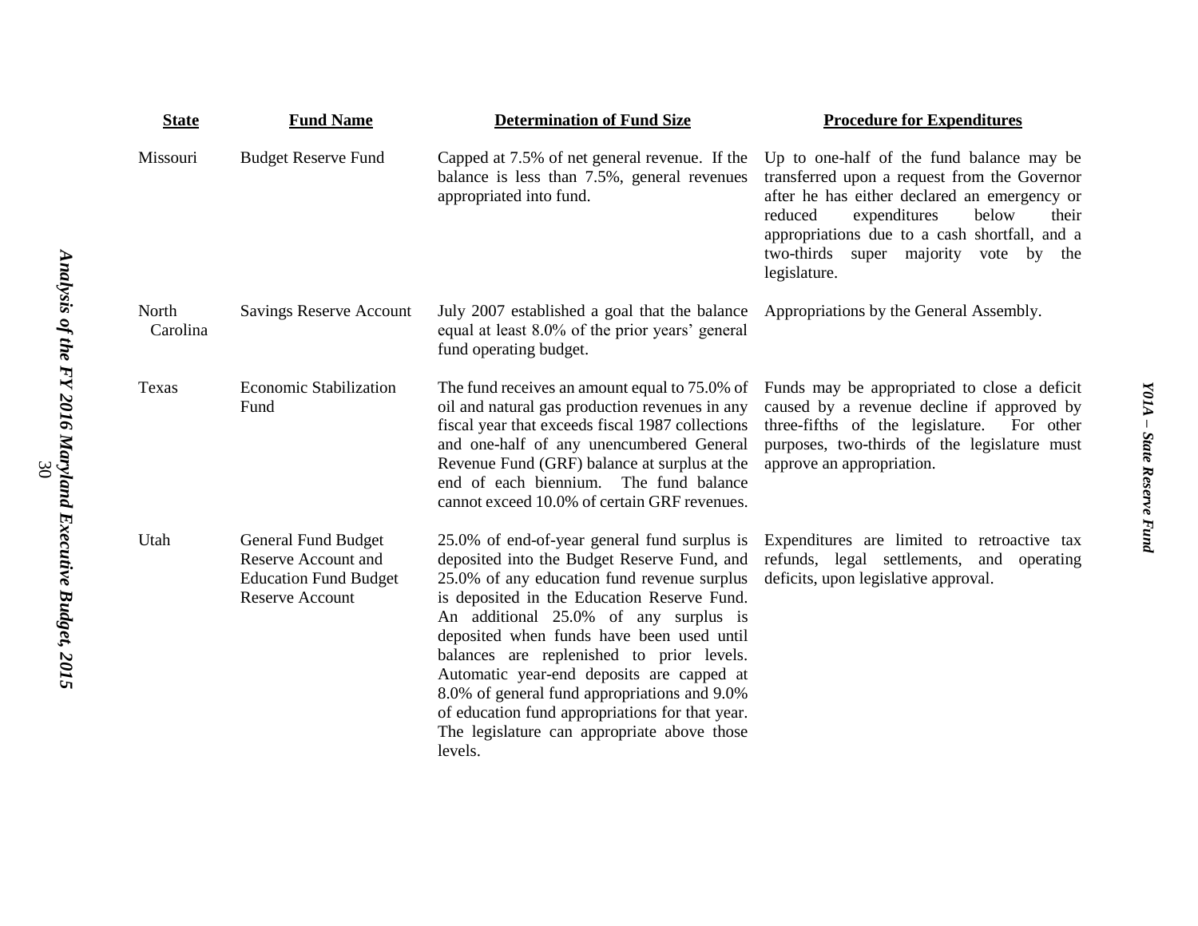| State | Fund Name | Determination of Fund Size | Procedure for Expenditures |
|---|---|---|---|
| Missouri | Budget Reserve Fund | Capped at 7.5% of net general revenue. If the balance is less than 7.5%, general revenues appropriated into fund. | Up to one-half of the fund balance may be transferred upon a request from the Governor after he has either declared an emergency or reduced expenditures below their appropriations due to a cash shortfall, and a two-thirds super majority vote by the legislature. |
| North Carolina | Savings Reserve Account | July 2007 established a goal that the balance equal at least 8.0% of the prior years' general fund operating budget. | Appropriations by the General Assembly. |
| Texas | Economic Stabilization Fund | The fund receives an amount equal to 75.0% of oil and natural gas production revenues in any fiscal year that exceeds fiscal 1987 collections and one-half of any unencumbered General Revenue Fund (GRF) balance at surplus at the end of each biennium. The fund balance cannot exceed 10.0% of certain GRF revenues. | Funds may be appropriated to close a deficit caused by a revenue decline if approved by three-fifths of the legislature. For other purposes, two-thirds of the legislature must approve an appropriation. |
| Utah | General Fund Budget Reserve Account and Education Fund Budget Reserve Account | 25.0% of end-of-year general fund surplus is deposited into the Budget Reserve Fund, and 25.0% of any education fund revenue surplus is deposited in the Education Reserve Fund. An additional 25.0% of any surplus is deposited when funds have been used until balances are replenished to prior levels. Automatic year-end deposits are capped at 8.0% of general fund appropriations and 9.0% of education fund appropriations for that year. The legislature can appropriate above those levels. | Expenditures are limited to retroactive tax refunds, legal settlements, and operating deficits, upon legislative approval. |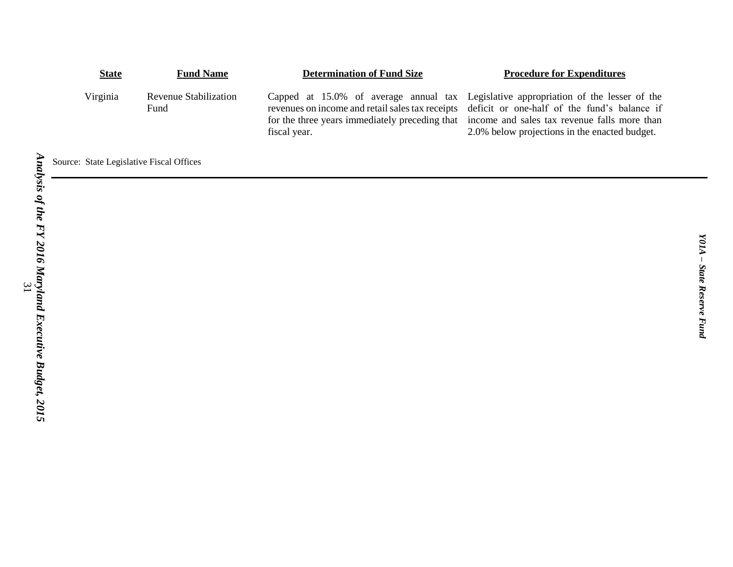| State | Fund Name | Determination of Fund Size | Procedure for Expenditures |
|---|---|---|---|
| Virginia | Revenue Stabilization Fund | Capped at 15.0% of average annual tax revenues on income and retail sales tax receipts for the three years immediately preceding that fiscal year. | Legislative appropriation of the lesser of the deficit or one-half of the fund's balance if income and sales tax revenue falls more than 2.0% below projections in the enacted budget. |

Source: State Legislative Fiscal Offices